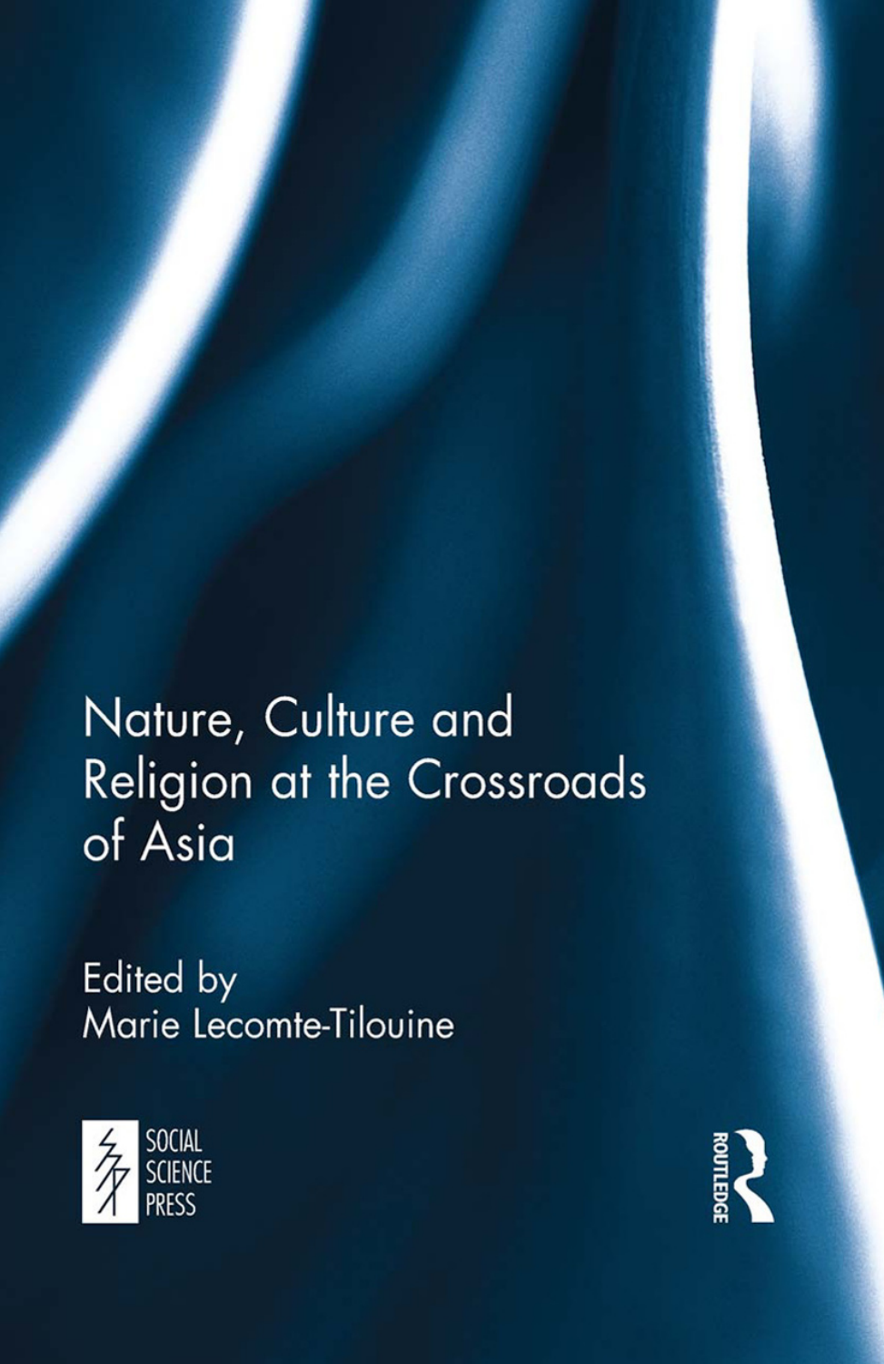# Nature, Culture and Religion at the Crossroads of Asia

Edited by
Marie Lecomte-Tilouine

SOCIAL SCIENCE PRESS

ROUTLEDGE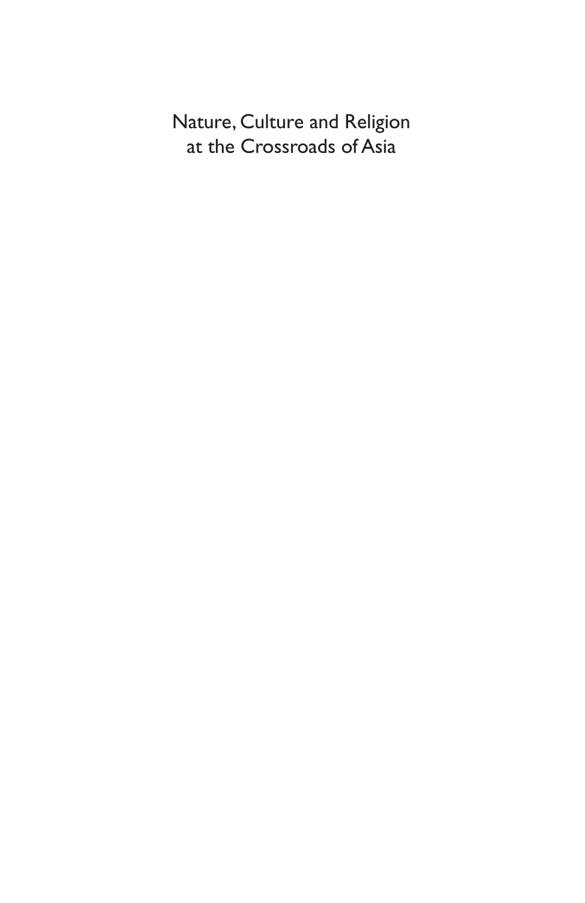Nature, Culture and Religion at the Crossroads of Asia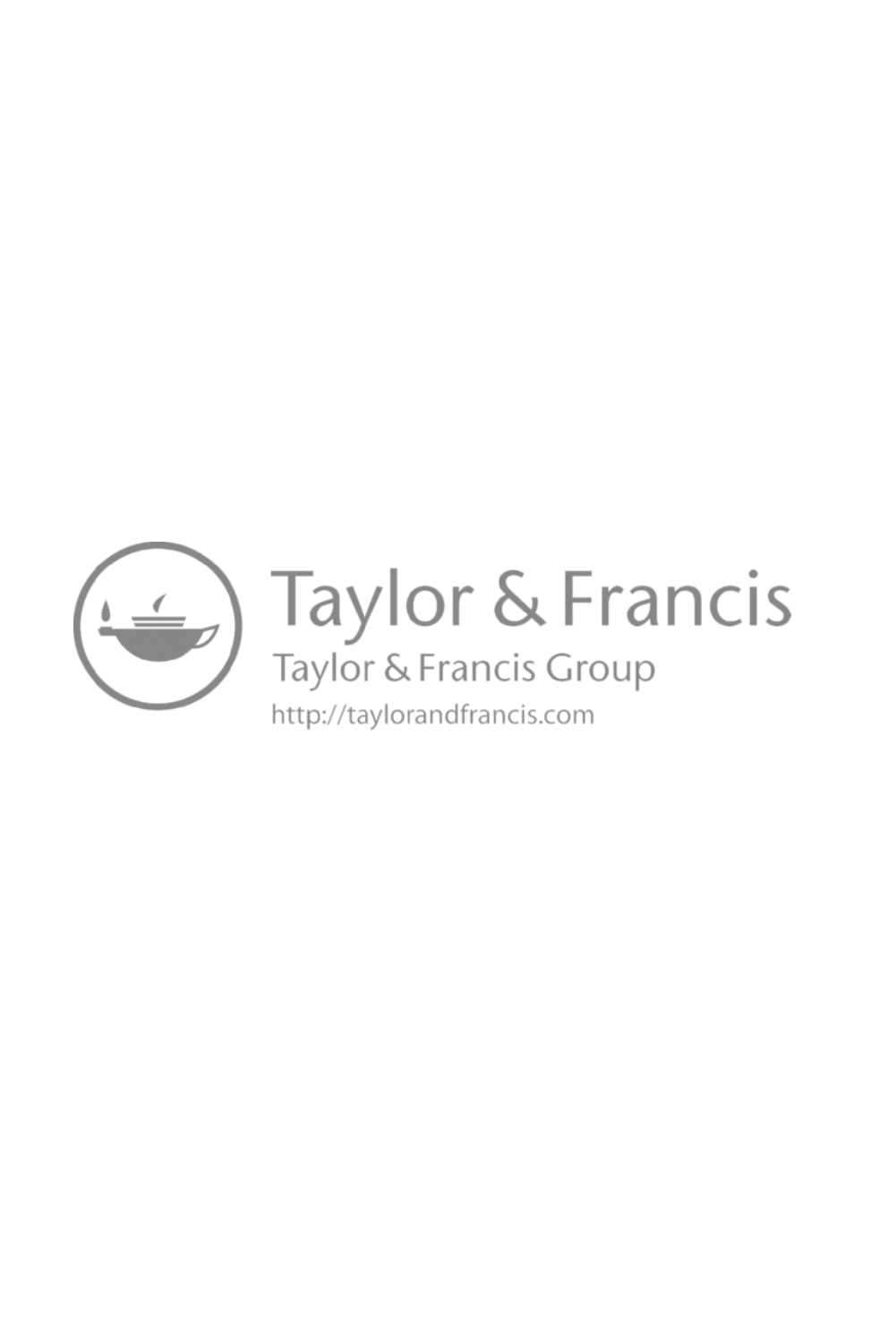Taylor & Francis

Taylor & Francis Group

http://taylorandfrancis.com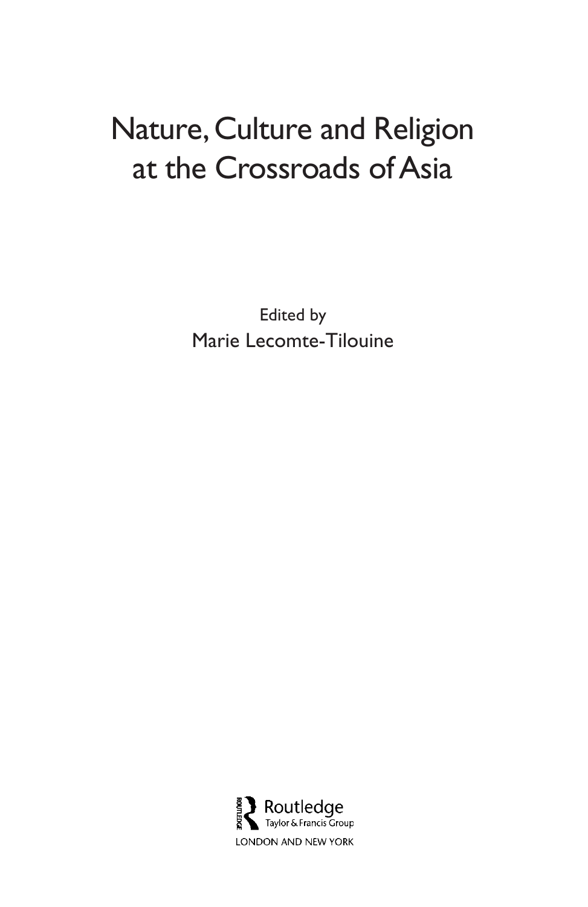# Nature, Culture and Religion at the Crossroads of Asia

Edited by

Marie Lecomte-Tilouine

Routledge
Taylor & Francis Group

LONDON AND NEW YORK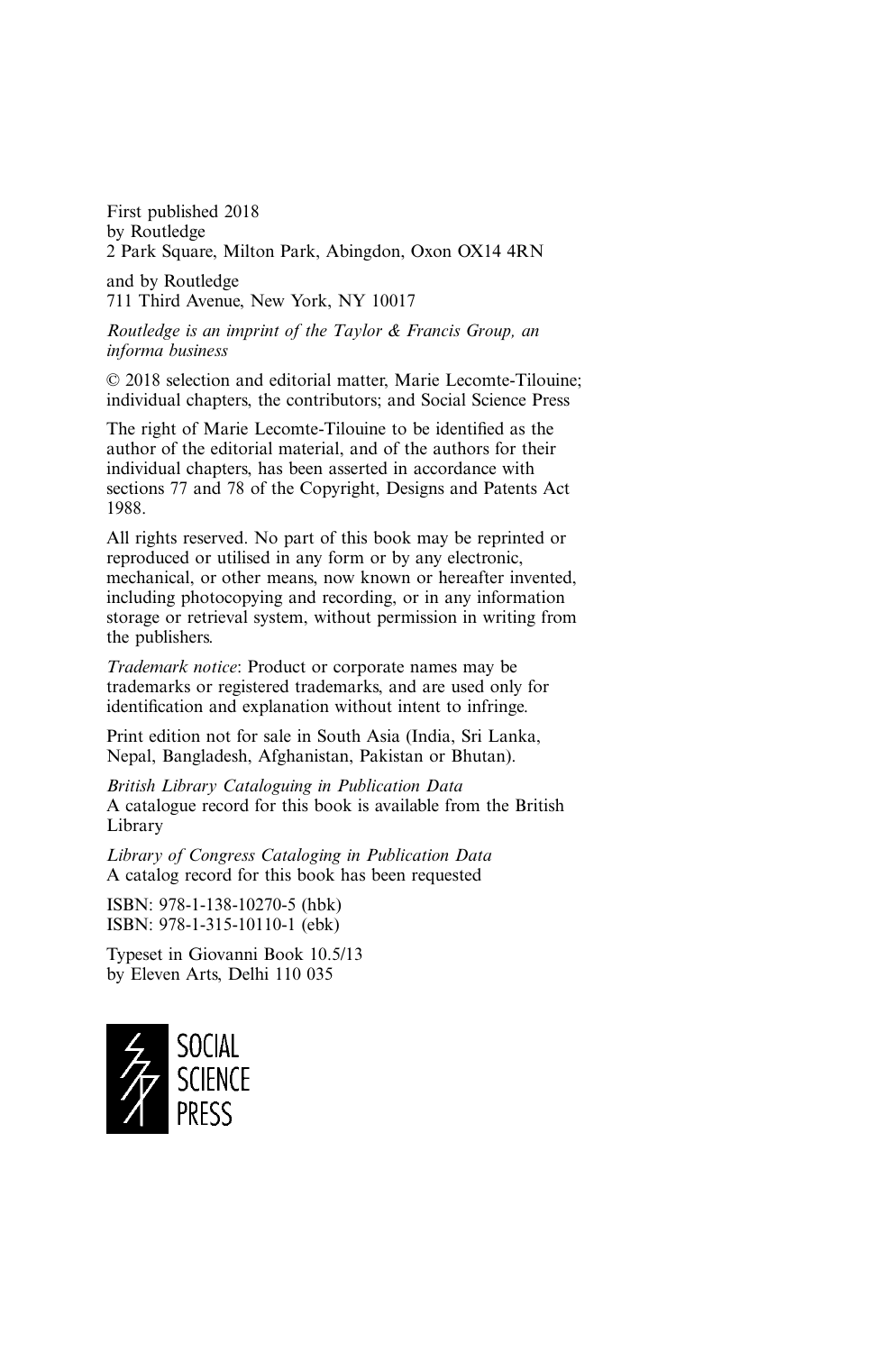First published 2018
by Routledge
2 Park Square, Milton Park, Abingdon, Oxon OX14 4RN

and by Routledge
711 Third Avenue, New York, NY 10017

*Routledge is an imprint of the Taylor & Francis Group, an informa business*

© 2018 selection and editorial matter, Marie Lecomte-Tilouine; individual chapters, the contributors; and Social Science Press

The right of Marie Lecomte-Tilouine to be identified as the author of the editorial material, and of the authors for their individual chapters, has been asserted in accordance with sections 77 and 78 of the Copyright, Designs and Patents Act 1988.

All rights reserved. No part of this book may be reprinted or reproduced or utilised in any form or by any electronic, mechanical, or other means, now known or hereafter invented, including photocopying and recording, or in any information storage or retrieval system, without permission in writing from the publishers.

*Trademark notice*: Product or corporate names may be trademarks or registered trademarks, and are used only for identification and explanation without intent to infringe.

Print edition not for sale in South Asia (India, Sri Lanka, Nepal, Bangladesh, Afghanistan, Pakistan or Bhutan).

*British Library Cataloguing in Publication Data*
A catalogue record for this book is available from the British Library

*Library of Congress Cataloging in Publication Data*
A catalog record for this book has been requested

ISBN: 978-1-138-10270-5 (hbk)
ISBN: 978-1-315-10110-1 (ebk)

Typeset in Giovanni Book 10.5/13
by Eleven Arts, Delhi 110 035

SOCIAL
SCIENCE
PRESS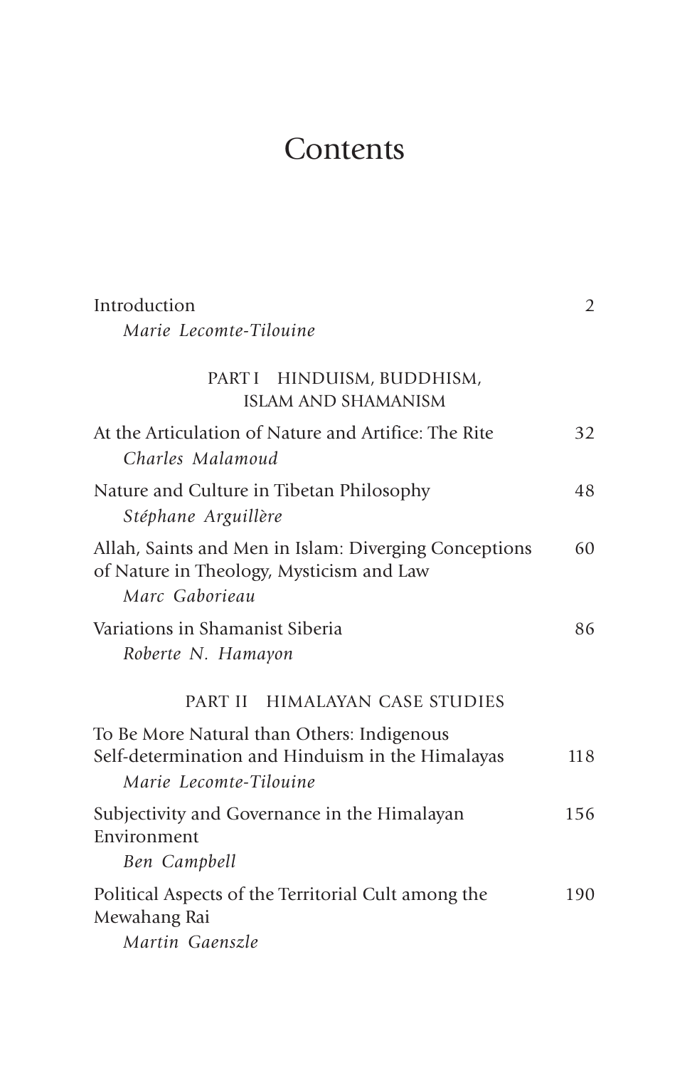# Contents

Introduction — 2
*Marie Lecomte-Tilouine*

## PART I HINDUISM, BUDDHISM, ISLAM AND SHAMANISM

At the Articulation of Nature and Artifice: The Rite — 32
*Charles Malamoud*

Nature and Culture in Tibetan Philosophy — 48
*Stéphane Arguillère*

Allah, Saints and Men in Islam: Diverging Conceptions of Nature in Theology, Mysticism and Law — 60
*Marc Gaborieau*

Variations in Shamanist Siberia — 86
*Roberte N. Hamayon*

## PART II HIMALAYAN CASE STUDIES

To Be More Natural than Others: Indigenous Self-determination and Hinduism in the Himalayas — 118
*Marie Lecomte-Tilouine*

Subjectivity and Governance in the Himalayan Environment — 156
*Ben Campbell*

Political Aspects of the Territorial Cult among the Mewahang Rai — 190
*Martin Gaenszle*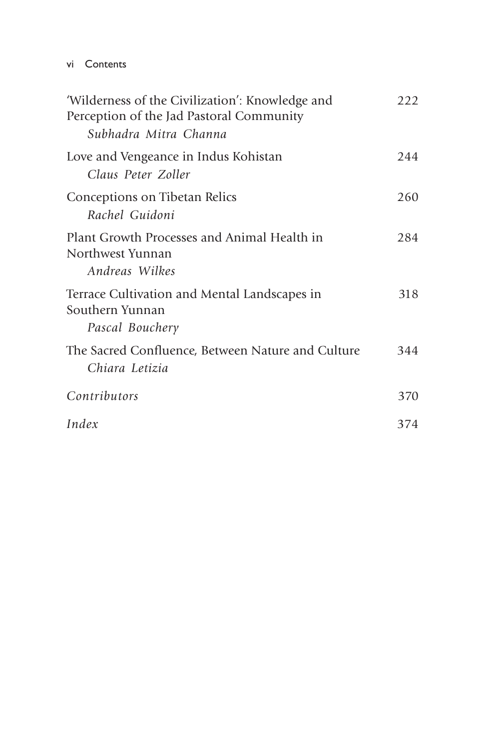'Wilderness of the Civilization': Knowledge and Perception of the Jad Pastoral Community — 222
*Subhadra Mitra Channa*

Love and Vengeance in Indus Kohistan — 244
*Claus Peter Zoller*

Conceptions on Tibetan Relics — 260
*Rachel Guidoni*

Plant Growth Processes and Animal Health in Northwest Yunnan — 284
*Andreas Wilkes*

Terrace Cultivation and Mental Landscapes in Southern Yunnan — 318
*Pascal Bouchery*

The Sacred Confluence, Between Nature and Culture — 344
*Chiara Letizia*

*Contributors* — 370

*Index* — 374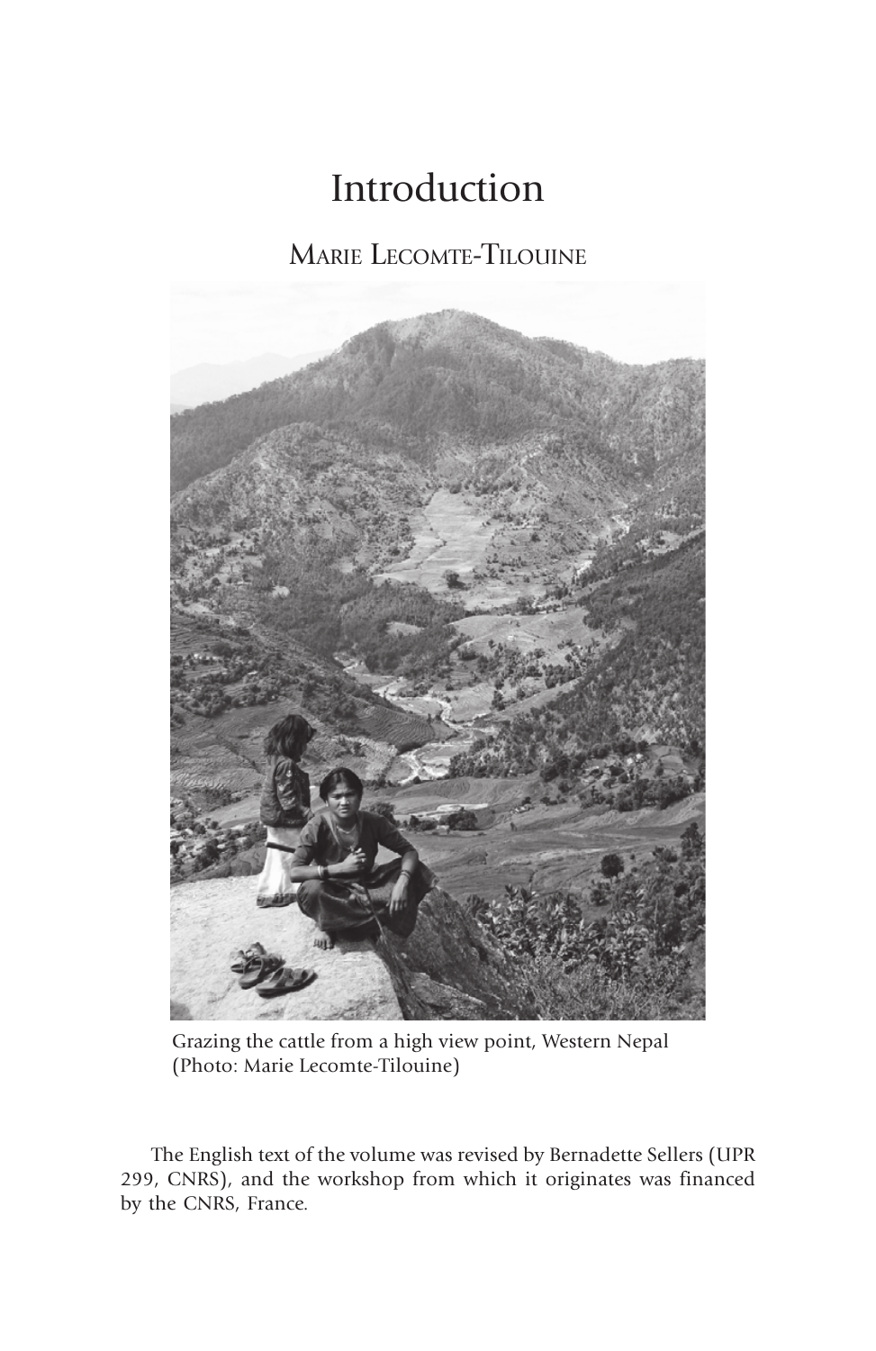# Introduction

## Marie Lecomte-Tilouine

Grazing the cattle from a high view point, Western Nepal (Photo: Marie Lecomte-Tilouine)

The English text of the volume was revised by Bernadette Sellers (UPR 299, CNRS), and the workshop from which it originates was financed by the CNRS, France.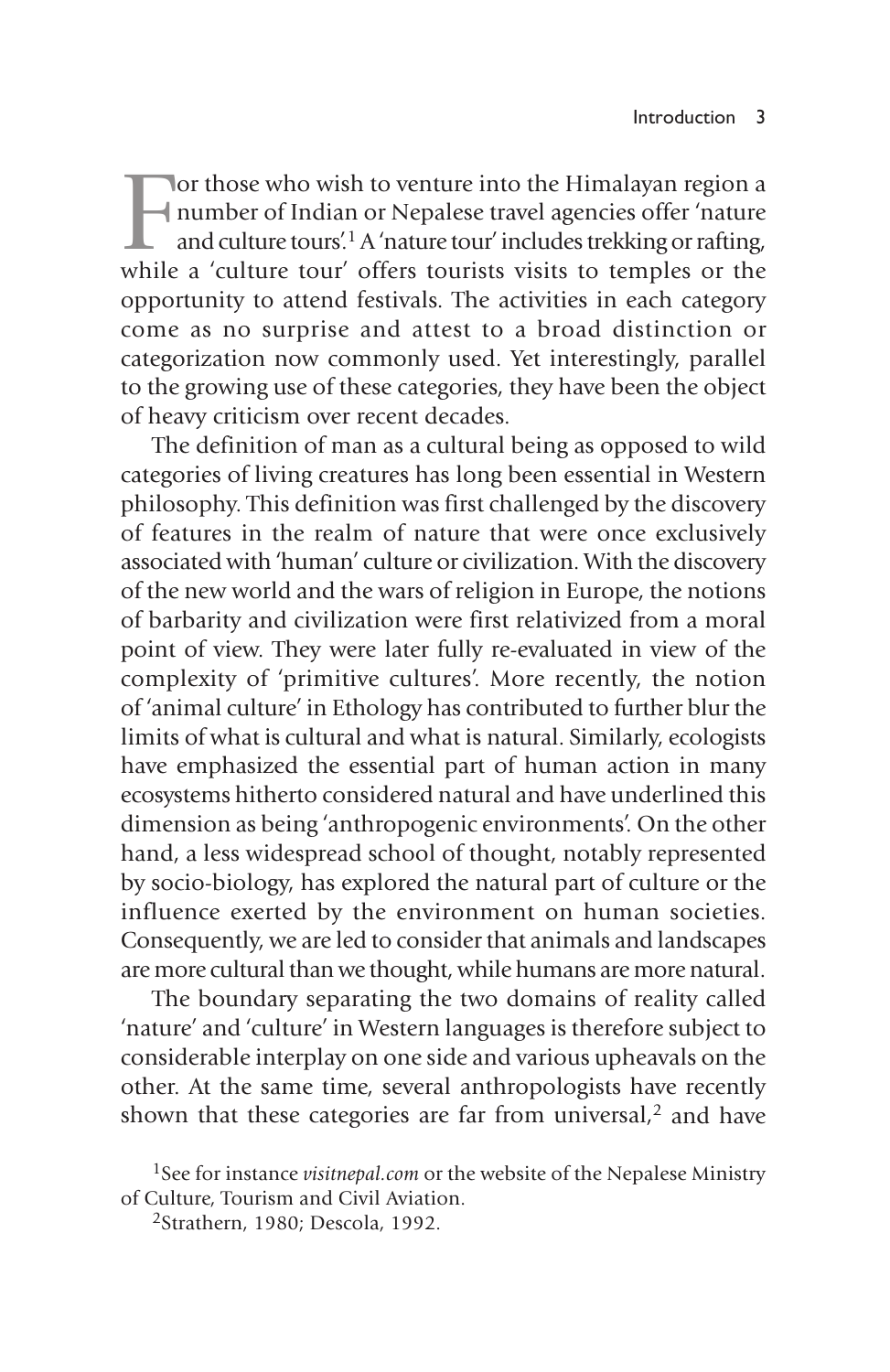For those who wish to venture into the Himalayan region a number of Indian or Nepalese travel agencies offer 'nature and culture tours'.[1] A 'nature tour' includes trekking or rafting, while a 'culture tour' offers tourists visits to temples or the opportunity to attend festivals. The activities in each category come as no surprise and attest to a broad distinction or categorization now commonly used. Yet interestingly, parallel to the growing use of these categories, they have been the object of heavy criticism over recent decades.

The definition of man as a cultural being as opposed to wild categories of living creatures has long been essential in Western philosophy. This definition was first challenged by the discovery of features in the realm of nature that were once exclusively associated with 'human' culture or civilization. With the discovery of the new world and the wars of religion in Europe, the notions of barbarity and civilization were first relativized from a moral point of view. They were later fully re-evaluated in view of the complexity of 'primitive cultures'. More recently, the notion of 'animal culture' in Ethology has contributed to further blur the limits of what is cultural and what is natural. Similarly, ecologists have emphasized the essential part of human action in many ecosystems hitherto considered natural and have underlined this dimension as being 'anthropogenic environments'. On the other hand, a less widespread school of thought, notably represented by socio-biology, has explored the natural part of culture or the influence exerted by the environment on human societies. Consequently, we are led to consider that animals and landscapes are more cultural than we thought, while humans are more natural.

The boundary separating the two domains of reality called 'nature' and 'culture' in Western languages is therefore subject to considerable interplay on one side and various upheavals on the other. At the same time, several anthropologists have recently shown that these categories are far from universal,[2] and have

[1] See for instance *visitnepal.com* or the website of the Nepalese Ministry of Culture, Tourism and Civil Aviation.

[2] Strathern, 1980; Descola, 1992.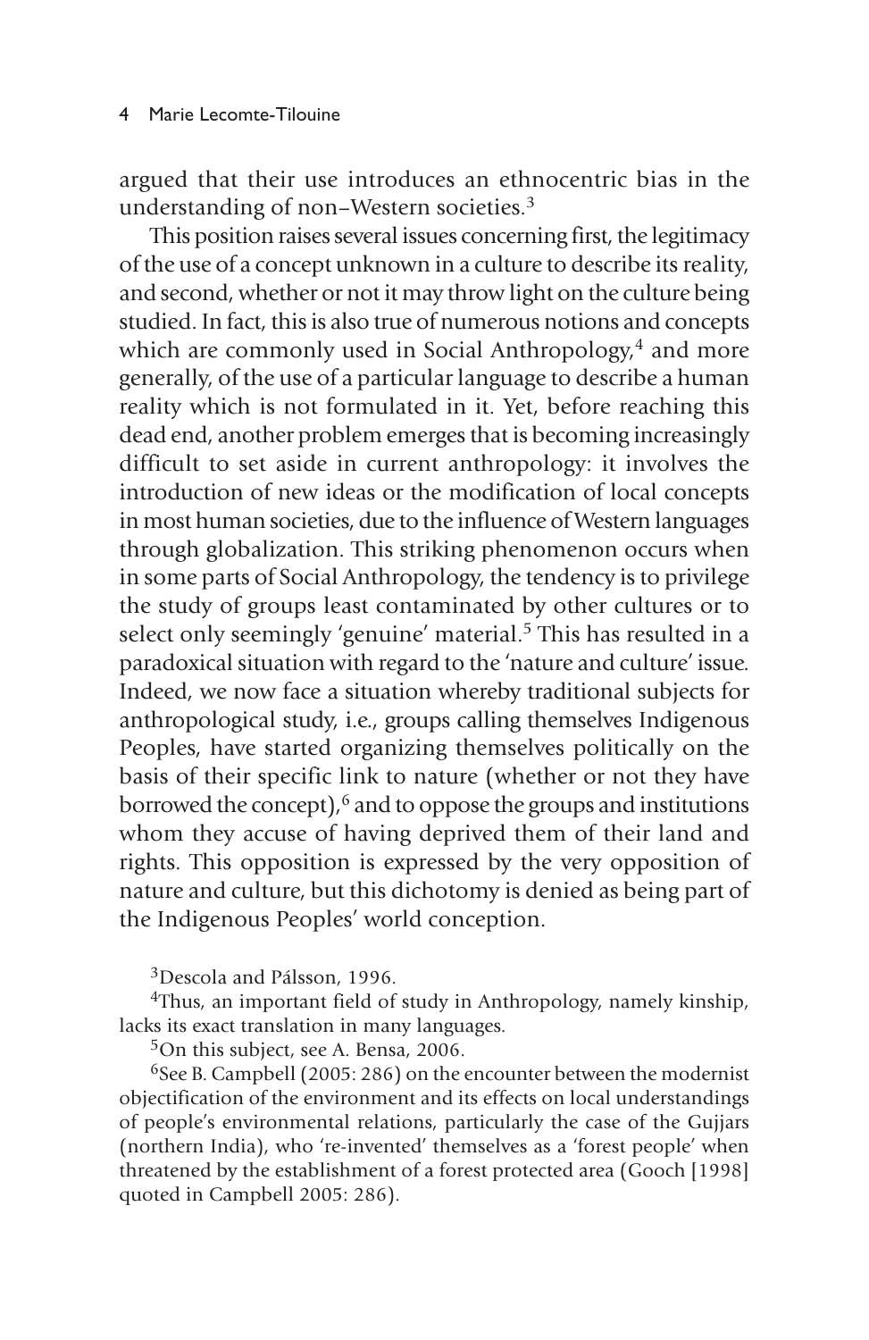argued that their use introduces an ethnocentric bias in the understanding of non–Western societies.[3]

This position raises several issues concerning first, the legitimacy of the use of a concept unknown in a culture to describe its reality, and second, whether or not it may throw light on the culture being studied. In fact, this is also true of numerous notions and concepts which are commonly used in Social Anthropology,[4] and more generally, of the use of a particular language to describe a human reality which is not formulated in it. Yet, before reaching this dead end, another problem emerges that is becoming increasingly difficult to set aside in current anthropology: it involves the introduction of new ideas or the modification of local concepts in most human societies, due to the influence of Western languages through globalization. This striking phenomenon occurs when in some parts of Social Anthropology, the tendency is to privilege the study of groups least contaminated by other cultures or to select only seemingly 'genuine' material.[5] This has resulted in a paradoxical situation with regard to the 'nature and culture' issue. Indeed, we now face a situation whereby traditional subjects for anthropological study, i.e., groups calling themselves Indigenous Peoples, have started organizing themselves politically on the basis of their specific link to nature (whether or not they have borrowed the concept),[6] and to oppose the groups and institutions whom they accuse of having deprived them of their land and rights. This opposition is expressed by the very opposition of nature and culture, but this dichotomy is denied as being part of the Indigenous Peoples' world conception.

[3] Descola and Pálsson, 1996.

[4] Thus, an important field of study in Anthropology, namely kinship, lacks its exact translation in many languages.

[5] On this subject, see A. Bensa, 2006.

[6] See B. Campbell (2005: 286) on the encounter between the modernist objectification of the environment and its effects on local understandings of people's environmental relations, particularly the case of the Gujjars (northern India), who 're-invented' themselves as a 'forest people' when threatened by the establishment of a forest protected area (Gooch [1998] quoted in Campbell 2005: 286).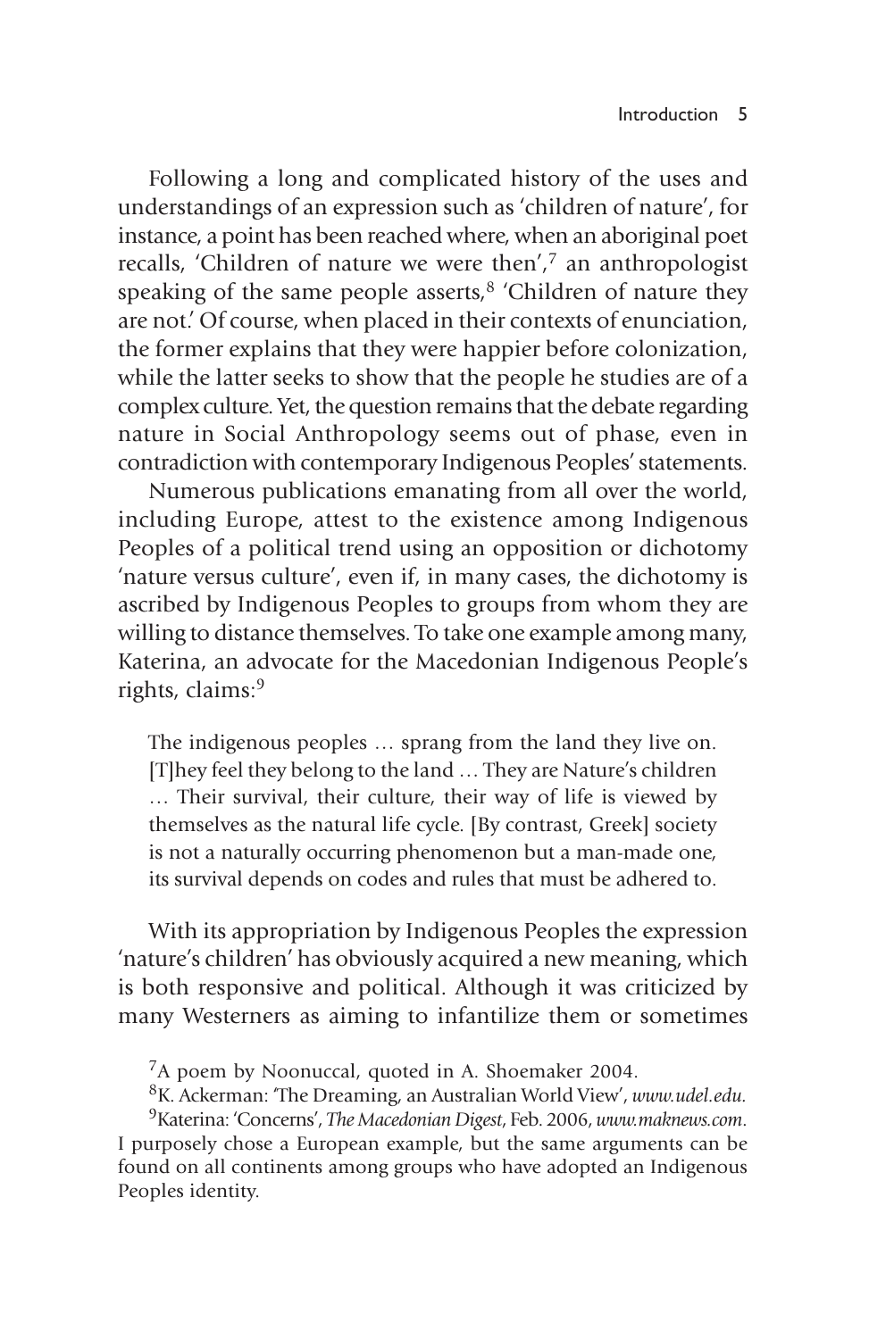Following a long and complicated history of the uses and understandings of an expression such as 'children of nature', for instance, a point has been reached where, when an aboriginal poet recalls, 'Children of nature we were then',[7] an anthropologist speaking of the same people asserts,[8] 'Children of nature they are not.' Of course, when placed in their contexts of enunciation, the former explains that they were happier before colonization, while the latter seeks to show that the people he studies are of a complex culture. Yet, the question remains that the debate regarding nature in Social Anthropology seems out of phase, even in contradiction with contemporary Indigenous Peoples' statements.

Numerous publications emanating from all over the world, including Europe, attest to the existence among Indigenous Peoples of a political trend using an opposition or dichotomy 'nature versus culture', even if, in many cases, the dichotomy is ascribed by Indigenous Peoples to groups from whom they are willing to distance themselves. To take one example among many, Katerina, an advocate for the Macedonian Indigenous People's rights, claims:[9]

> The indigenous peoples … sprang from the land they live on. [T]hey feel they belong to the land … They are Nature's children … Their survival, their culture, their way of life is viewed by themselves as the natural life cycle. [By contrast, Greek] society is not a naturally occurring phenomenon but a man-made one, its survival depends on codes and rules that must be adhered to.

With its appropriation by Indigenous Peoples the expression 'nature's children' has obviously acquired a new meaning, which is both responsive and political. Although it was criticized by many Westerners as aiming to infantilize them or sometimes

[7] A poem by Noonuccal, quoted in A. Shoemaker 2004.

[8] K. Ackerman: 'The Dreaming, an Australian World View', *www.udel.edu.*

[9] Katerina: 'Concerns', *The Macedonian Digest*, Feb. 2006, *www.maknews.com*. I purposely chose a European example, but the same arguments can be found on all continents among groups who have adopted an Indigenous Peoples identity.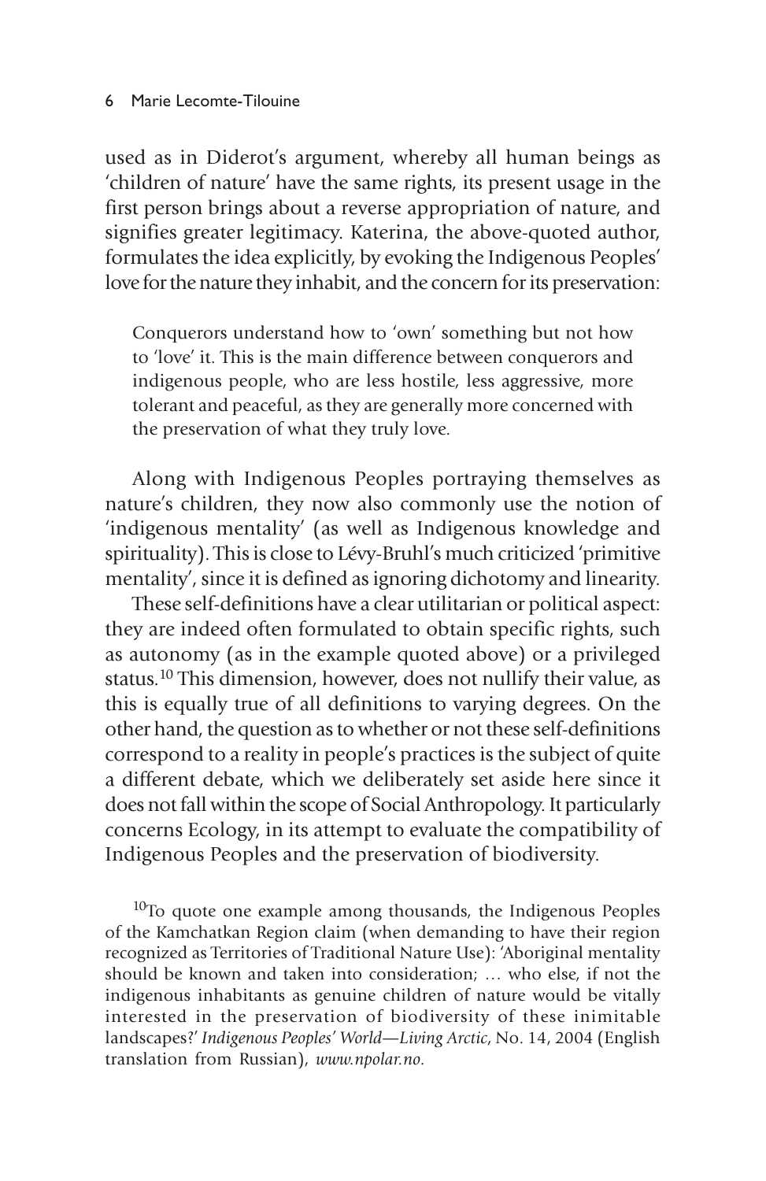used as in Diderot's argument, whereby all human beings as 'children of nature' have the same rights, its present usage in the first person brings about a reverse appropriation of nature, and signifies greater legitimacy. Katerina, the above-quoted author, formulates the idea explicitly, by evoking the Indigenous Peoples' love for the nature they inhabit, and the concern for its preservation:

> Conquerors understand how to 'own' something but not how to 'love' it. This is the main difference between conquerors and indigenous people, who are less hostile, less aggressive, more tolerant and peaceful, as they are generally more concerned with the preservation of what they truly love.

Along with Indigenous Peoples portraying themselves as nature's children, they now also commonly use the notion of 'indigenous mentality' (as well as Indigenous knowledge and spirituality). This is close to Lévy-Bruhl's much criticized 'primitive mentality', since it is defined as ignoring dichotomy and linearity.

These self-definitions have a clear utilitarian or political aspect: they are indeed often formulated to obtain specific rights, such as autonomy (as in the example quoted above) or a privileged status.[10] This dimension, however, does not nullify their value, as this is equally true of all definitions to varying degrees. On the other hand, the question as to whether or not these self-definitions correspond to a reality in people's practices is the subject of quite a different debate, which we deliberately set aside here since it does not fall within the scope of Social Anthropology. It particularly concerns Ecology, in its attempt to evaluate the compatibility of Indigenous Peoples and the preservation of biodiversity.

[10] To quote one example among thousands, the Indigenous Peoples of the Kamchatkan Region claim (when demanding to have their region recognized as Territories of Traditional Nature Use): 'Aboriginal mentality should be known and taken into consideration; … who else, if not the indigenous inhabitants as genuine children of nature would be vitally interested in the preservation of biodiversity of these inimitable landscapes?' *Indigenous Peoples' World—Living Arctic*, No. 14, 2004 (English translation from Russian), *www.npolar.no*.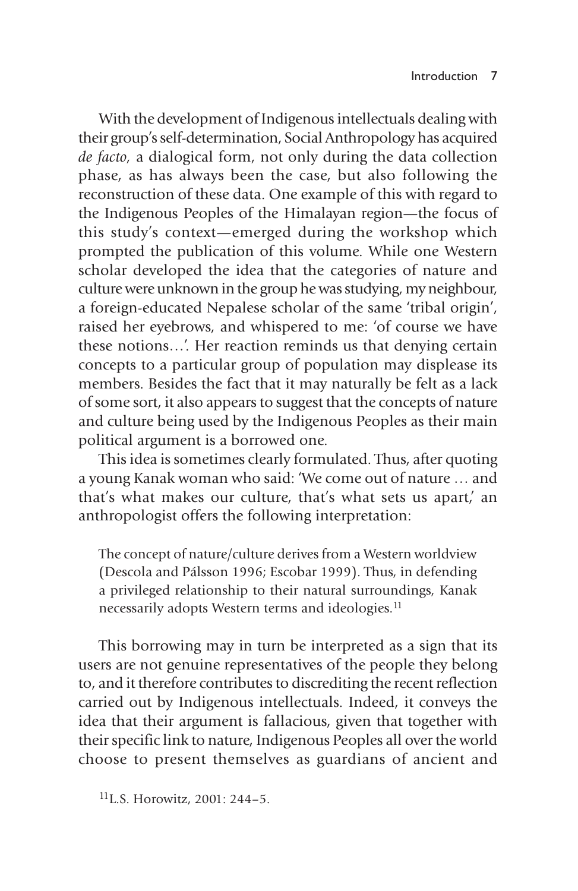With the development of Indigenous intellectuals dealing with their group's self-determination, Social Anthropology has acquired *de facto*, a dialogical form, not only during the data collection phase, as has always been the case, but also following the reconstruction of these data. One example of this with regard to the Indigenous Peoples of the Himalayan region—the focus of this study's context—emerged during the workshop which prompted the publication of this volume. While one Western scholar developed the idea that the categories of nature and culture were unknown in the group he was studying, my neighbour, a foreign-educated Nepalese scholar of the same 'tribal origin', raised her eyebrows, and whispered to me: 'of course we have these notions…'. Her reaction reminds us that denying certain concepts to a particular group of population may displease its members. Besides the fact that it may naturally be felt as a lack of some sort, it also appears to suggest that the concepts of nature and culture being used by the Indigenous Peoples as their main political argument is a borrowed one.

This idea is sometimes clearly formulated. Thus, after quoting a young Kanak woman who said: 'We come out of nature … and that's what makes our culture, that's what sets us apart,' an anthropologist offers the following interpretation:

> The concept of nature/culture derives from a Western worldview (Descola and Pálsson 1996; Escobar 1999). Thus, in defending a privileged relationship to their natural surroundings, Kanak necessarily adopts Western terms and ideologies.[11]

This borrowing may in turn be interpreted as a sign that its users are not genuine representatives of the people they belong to, and it therefore contributes to discrediting the recent reflection carried out by Indigenous intellectuals. Indeed, it conveys the idea that their argument is fallacious, given that together with their specific link to nature, Indigenous Peoples all over the world choose to present themselves as guardians of ancient and

[11] L.S. Horowitz, 2001: 244–5.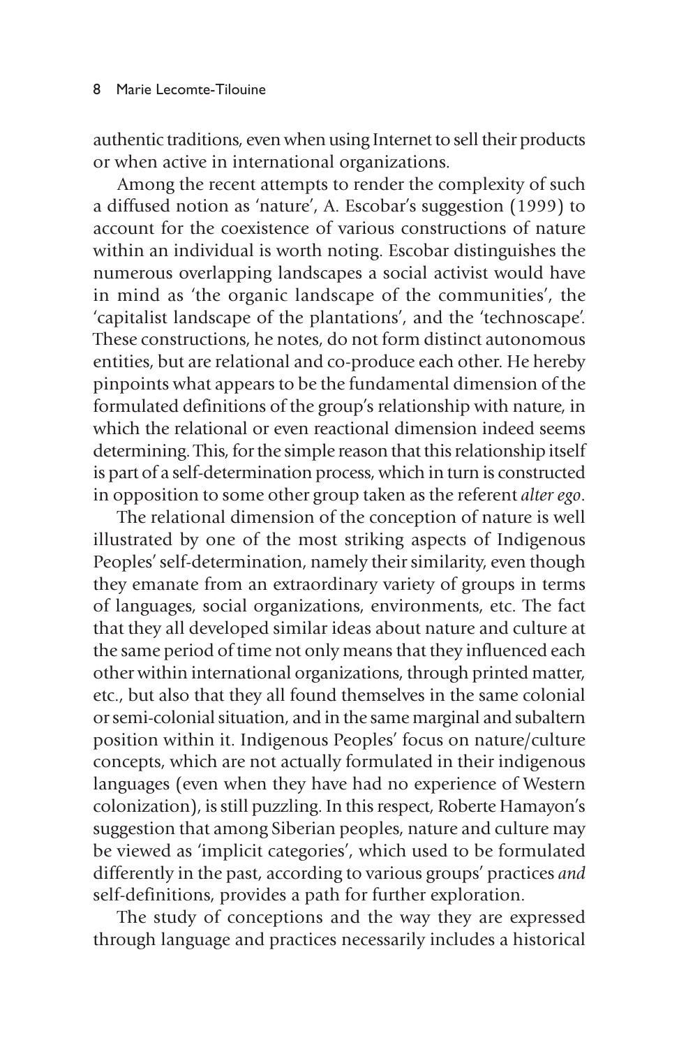authentic traditions, even when using Internet to sell their products or when active in international organizations.

Among the recent attempts to render the complexity of such a diffused notion as 'nature', A. Escobar's suggestion (1999) to account for the coexistence of various constructions of nature within an individual is worth noting. Escobar distinguishes the numerous overlapping landscapes a social activist would have in mind as 'the organic landscape of the communities', the 'capitalist landscape of the plantations', and the 'technoscape'. These constructions, he notes, do not form distinct autonomous entities, but are relational and co-produce each other. He hereby pinpoints what appears to be the fundamental dimension of the formulated definitions of the group's relationship with nature, in which the relational or even reactional dimension indeed seems determining. This, for the simple reason that this relationship itself is part of a self-determination process, which in turn is constructed in opposition to some other group taken as the referent *alter ego*.

The relational dimension of the conception of nature is well illustrated by one of the most striking aspects of Indigenous Peoples' self-determination, namely their similarity, even though they emanate from an extraordinary variety of groups in terms of languages, social organizations, environments, etc. The fact that they all developed similar ideas about nature and culture at the same period of time not only means that they influenced each other within international organizations, through printed matter, etc., but also that they all found themselves in the same colonial or semi-colonial situation, and in the same marginal and subaltern position within it. Indigenous Peoples' focus on nature/culture concepts, which are not actually formulated in their indigenous languages (even when they have had no experience of Western colonization), is still puzzling. In this respect, Roberte Hamayon's suggestion that among Siberian peoples, nature and culture may be viewed as 'implicit categories', which used to be formulated differently in the past, according to various groups' practices *and* self-definitions, provides a path for further exploration.

The study of conceptions and the way they are expressed through language and practices necessarily includes a historical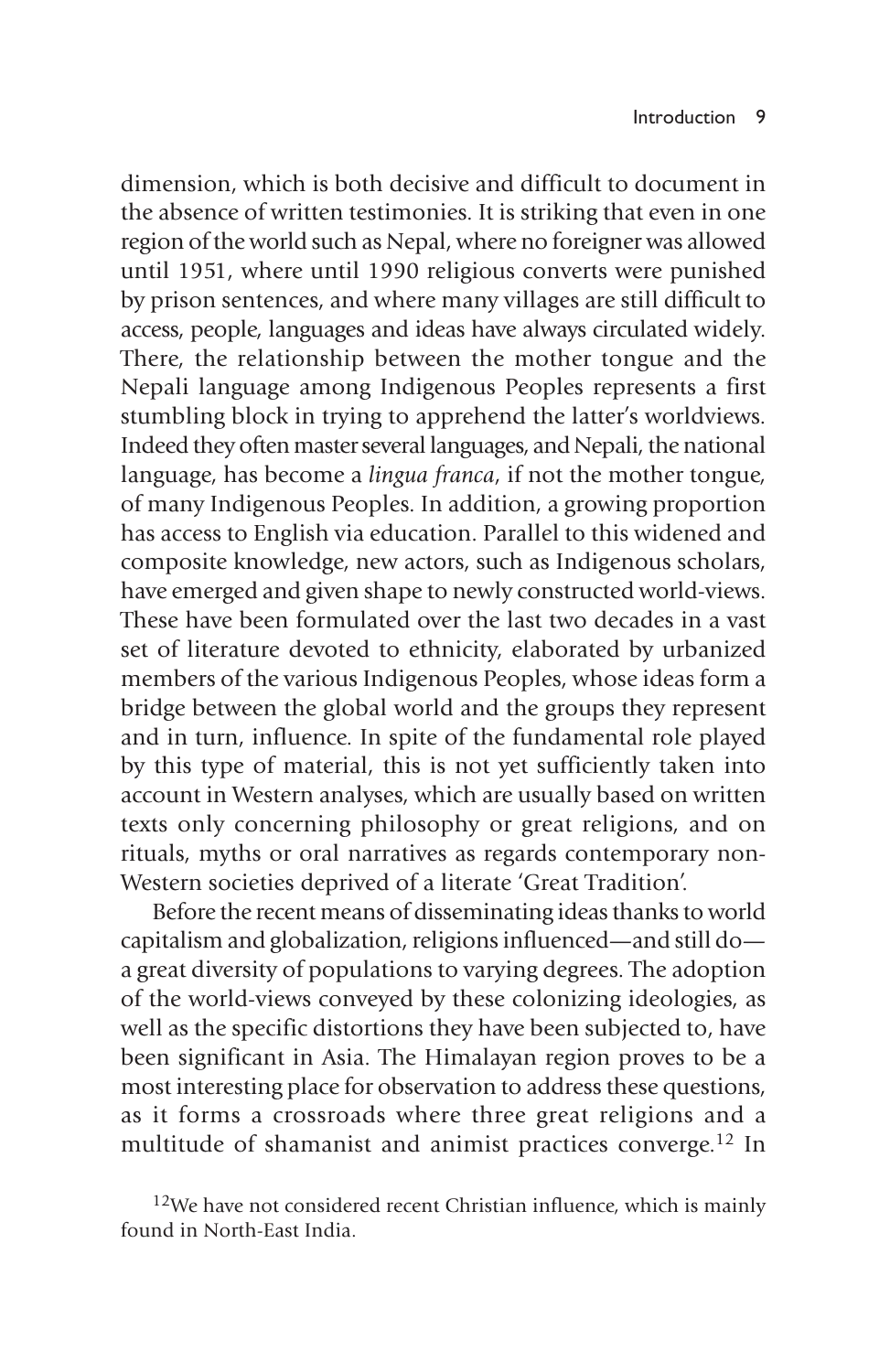dimension, which is both decisive and difficult to document in the absence of written testimonies. It is striking that even in one region of the world such as Nepal, where no foreigner was allowed until 1951, where until 1990 religious converts were punished by prison sentences, and where many villages are still difficult to access, people, languages and ideas have always circulated widely. There, the relationship between the mother tongue and the Nepali language among Indigenous Peoples represents a first stumbling block in trying to apprehend the latter's worldviews. Indeed they often master several languages, and Nepali, the national language, has become a *lingua franca*, if not the mother tongue, of many Indigenous Peoples. In addition, a growing proportion has access to English via education. Parallel to this widened and composite knowledge, new actors, such as Indigenous scholars, have emerged and given shape to newly constructed world-views. These have been formulated over the last two decades in a vast set of literature devoted to ethnicity, elaborated by urbanized members of the various Indigenous Peoples, whose ideas form a bridge between the global world and the groups they represent and in turn, influence. In spite of the fundamental role played by this type of material, this is not yet sufficiently taken into account in Western analyses, which are usually based on written texts only concerning philosophy or great religions, and on rituals, myths or oral narratives as regards contemporary non-Western societies deprived of a literate 'Great Tradition'.

Before the recent means of disseminating ideas thanks to world capitalism and globalization, religions influenced—and still do—a great diversity of populations to varying degrees. The adoption of the world-views conveyed by these colonizing ideologies, as well as the specific distortions they have been subjected to, have been significant in Asia. The Himalayan region proves to be a most interesting place for observation to address these questions, as it forms a crossroads where three great religions and a multitude of shamanist and animist practices converge.[12] In

[12]We have not considered recent Christian influence, which is mainly found in North-East India.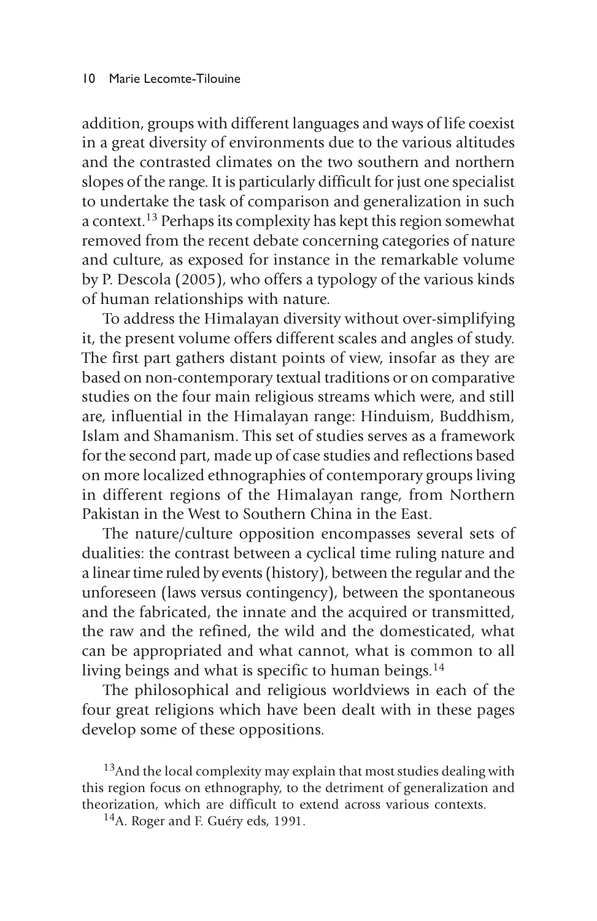addition, groups with different languages and ways of life coexist in a great diversity of environments due to the various altitudes and the contrasted climates on the two southern and northern slopes of the range. It is particularly difficult for just one specialist to undertake the task of comparison and generalization in such a context.[13] Perhaps its complexity has kept this region somewhat removed from the recent debate concerning categories of nature and culture, as exposed for instance in the remarkable volume by P. Descola (2005), who offers a typology of the various kinds of human relationships with nature.

To address the Himalayan diversity without over-simplifying it, the present volume offers different scales and angles of study. The first part gathers distant points of view, insofar as they are based on non-contemporary textual traditions or on comparative studies on the four main religious streams which were, and still are, influential in the Himalayan range: Hinduism, Buddhism, Islam and Shamanism. This set of studies serves as a framework for the second part, made up of case studies and reflections based on more localized ethnographies of contemporary groups living in different regions of the Himalayan range, from Northern Pakistan in the West to Southern China in the East.

The nature/culture opposition encompasses several sets of dualities: the contrast between a cyclical time ruling nature and a linear time ruled by events (history), between the regular and the unforeseen (laws versus contingency), between the spontaneous and the fabricated, the innate and the acquired or transmitted, the raw and the refined, the wild and the domesticated, what can be appropriated and what cannot, what is common to all living beings and what is specific to human beings.[14]

The philosophical and religious worldviews in each of the four great religions which have been dealt with in these pages develop some of these oppositions.

[13] And the local complexity may explain that most studies dealing with this region focus on ethnography, to the detriment of generalization and theorization, which are difficult to extend across various contexts.

[14] A. Roger and F. Guéry eds, 1991.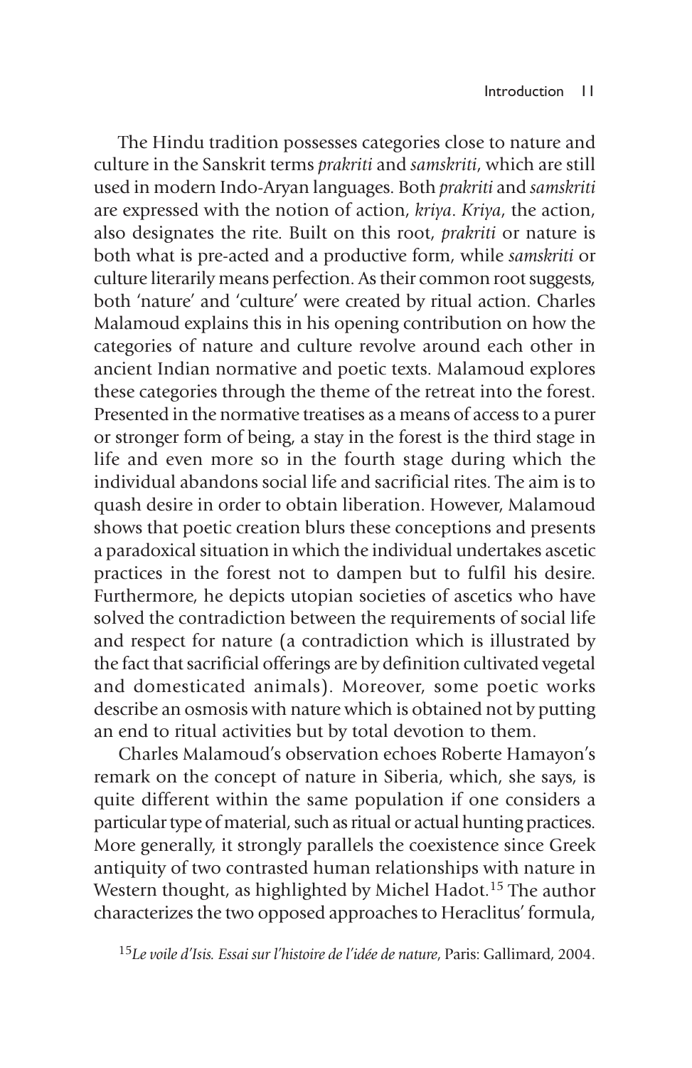The Hindu tradition possesses categories close to nature and culture in the Sanskrit terms *prakriti* and *samskriti*, which are still used in modern Indo-Aryan languages. Both *prakriti* and *samskriti* are expressed with the notion of action, *kriya*. *Kriya*, the action, also designates the rite. Built on this root, *prakriti* or nature is both what is pre-acted and a productive form, while *samskriti* or culture literarily means perfection. As their common root suggests, both 'nature' and 'culture' were created by ritual action. Charles Malamoud explains this in his opening contribution on how the categories of nature and culture revolve around each other in ancient Indian normative and poetic texts. Malamoud explores these categories through the theme of the retreat into the forest. Presented in the normative treatises as a means of access to a purer or stronger form of being, a stay in the forest is the third stage in life and even more so in the fourth stage during which the individual abandons social life and sacrificial rites. The aim is to quash desire in order to obtain liberation. However, Malamoud shows that poetic creation blurs these conceptions and presents a paradoxical situation in which the individual undertakes ascetic practices in the forest not to dampen but to fulfil his desire. Furthermore, he depicts utopian societies of ascetics who have solved the contradiction between the requirements of social life and respect for nature (a contradiction which is illustrated by the fact that sacrificial offerings are by definition cultivated vegetal and domesticated animals). Moreover, some poetic works describe an osmosis with nature which is obtained not by putting an end to ritual activities but by total devotion to them.

Charles Malamoud's observation echoes Roberte Hamayon's remark on the concept of nature in Siberia, which, she says, is quite different within the same population if one considers a particular type of material, such as ritual or actual hunting practices. More generally, it strongly parallels the coexistence since Greek antiquity of two contrasted human relationships with nature in Western thought, as highlighted by Michel Hadot.[15] The author characterizes the two opposed approaches to Heraclitus' formula,

[15] *Le voile d'Isis. Essai sur l'histoire de l'idée de nature*, Paris: Gallimard, 2004.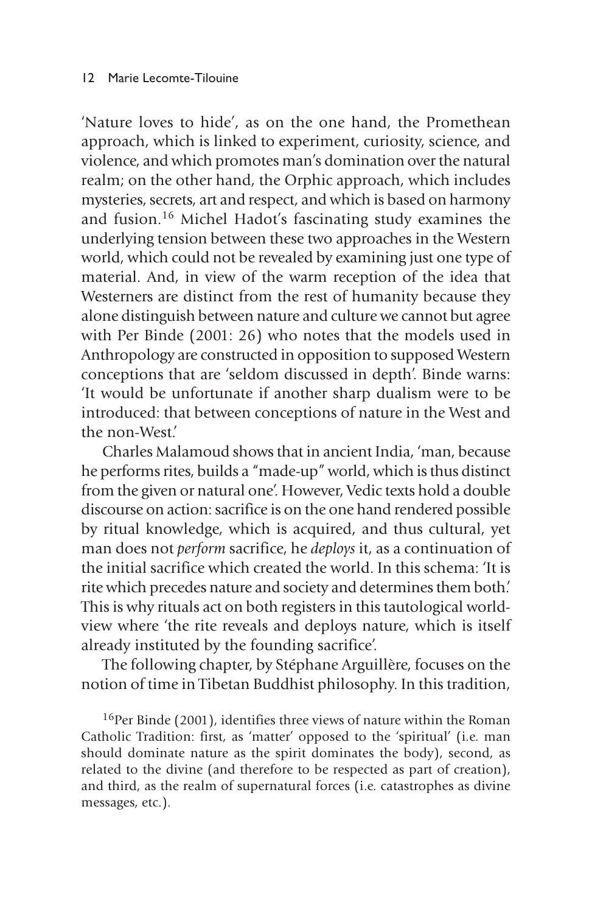'Nature loves to hide', as on the one hand, the Promethean approach, which is linked to experiment, curiosity, science, and violence, and which promotes man's domination over the natural realm; on the other hand, the Orphic approach, which includes mysteries, secrets, art and respect, and which is based on harmony and fusion.[16] Michel Hadot's fascinating study examines the underlying tension between these two approaches in the Western world, which could not be revealed by examining just one type of material. And, in view of the warm reception of the idea that Westerners are distinct from the rest of humanity because they alone distinguish between nature and culture we cannot but agree with Per Binde (2001: 26) who notes that the models used in Anthropology are constructed in opposition to supposed Western conceptions that are 'seldom discussed in depth'. Binde warns: 'It would be unfortunate if another sharp dualism were to be introduced: that between conceptions of nature in the West and the non-West.'

Charles Malamoud shows that in ancient India, 'man, because he performs rites, builds a "made-up" world, which is thus distinct from the given or natural one'. However, Vedic texts hold a double discourse on action: sacrifice is on the one hand rendered possible by ritual knowledge, which is acquired, and thus cultural, yet man does not *perform* sacrifice, he *deploys* it, as a continuation of the initial sacrifice which created the world. In this schema: 'It is rite which precedes nature and society and determines them both.' This is why rituals act on both registers in this tautological world-view where 'the rite reveals and deploys nature, which is itself already instituted by the founding sacrifice'.

The following chapter, by Stéphane Arguillère, focuses on the notion of time in Tibetan Buddhist philosophy. In this tradition,

[16]Per Binde (2001), identifies three views of nature within the Roman Catholic Tradition: first, as 'matter' opposed to the 'spiritual' (i.e. man should dominate nature as the spirit dominates the body), second, as related to the divine (and therefore to be respected as part of creation), and third, as the realm of supernatural forces (i.e. catastrophes as divine messages, etc.).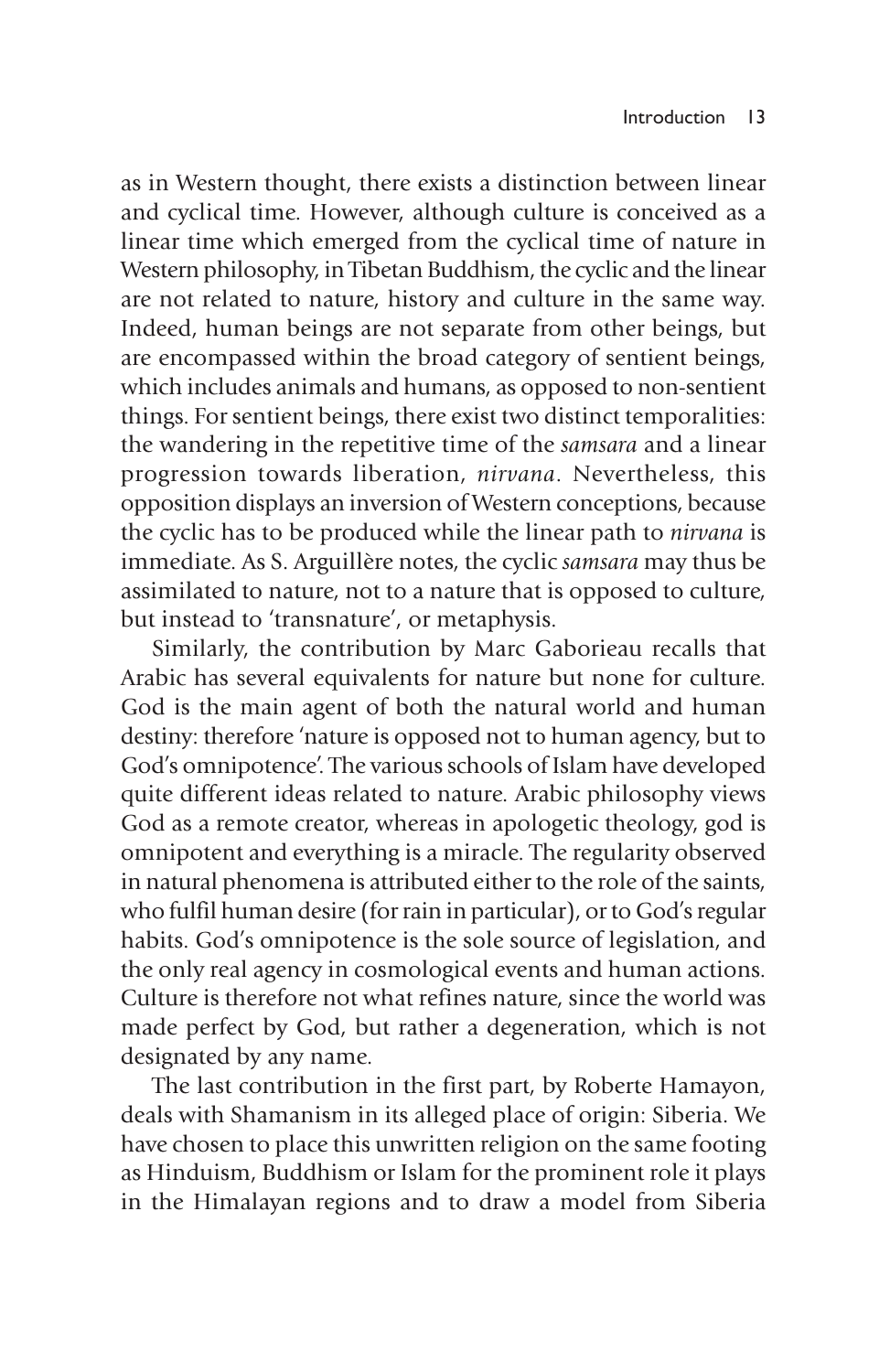as in Western thought, there exists a distinction between linear and cyclical time. However, although culture is conceived as a linear time which emerged from the cyclical time of nature in Western philosophy, in Tibetan Buddhism, the cyclic and the linear are not related to nature, history and culture in the same way. Indeed, human beings are not separate from other beings, but are encompassed within the broad category of sentient beings, which includes animals and humans, as opposed to non-sentient things. For sentient beings, there exist two distinct temporalities: the wandering in the repetitive time of the *samsara* and a linear progression towards liberation, *nirvana*. Nevertheless, this opposition displays an inversion of Western conceptions, because the cyclic has to be produced while the linear path to *nirvana* is immediate. As S. Arguillère notes, the cyclic *samsara* may thus be assimilated to nature, not to a nature that is opposed to culture, but instead to 'transnature', or metaphysis.

Similarly, the contribution by Marc Gaborieau recalls that Arabic has several equivalents for nature but none for culture. God is the main agent of both the natural world and human destiny: therefore 'nature is opposed not to human agency, but to God's omnipotence'. The various schools of Islam have developed quite different ideas related to nature. Arabic philosophy views God as a remote creator, whereas in apologetic theology, god is omnipotent and everything is a miracle. The regularity observed in natural phenomena is attributed either to the role of the saints, who fulfil human desire (for rain in particular), or to God's regular habits. God's omnipotence is the sole source of legislation, and the only real agency in cosmological events and human actions. Culture is therefore not what refines nature, since the world was made perfect by God, but rather a degeneration, which is not designated by any name.

The last contribution in the first part, by Roberte Hamayon, deals with Shamanism in its alleged place of origin: Siberia. We have chosen to place this unwritten religion on the same footing as Hinduism, Buddhism or Islam for the prominent role it plays in the Himalayan regions and to draw a model from Siberia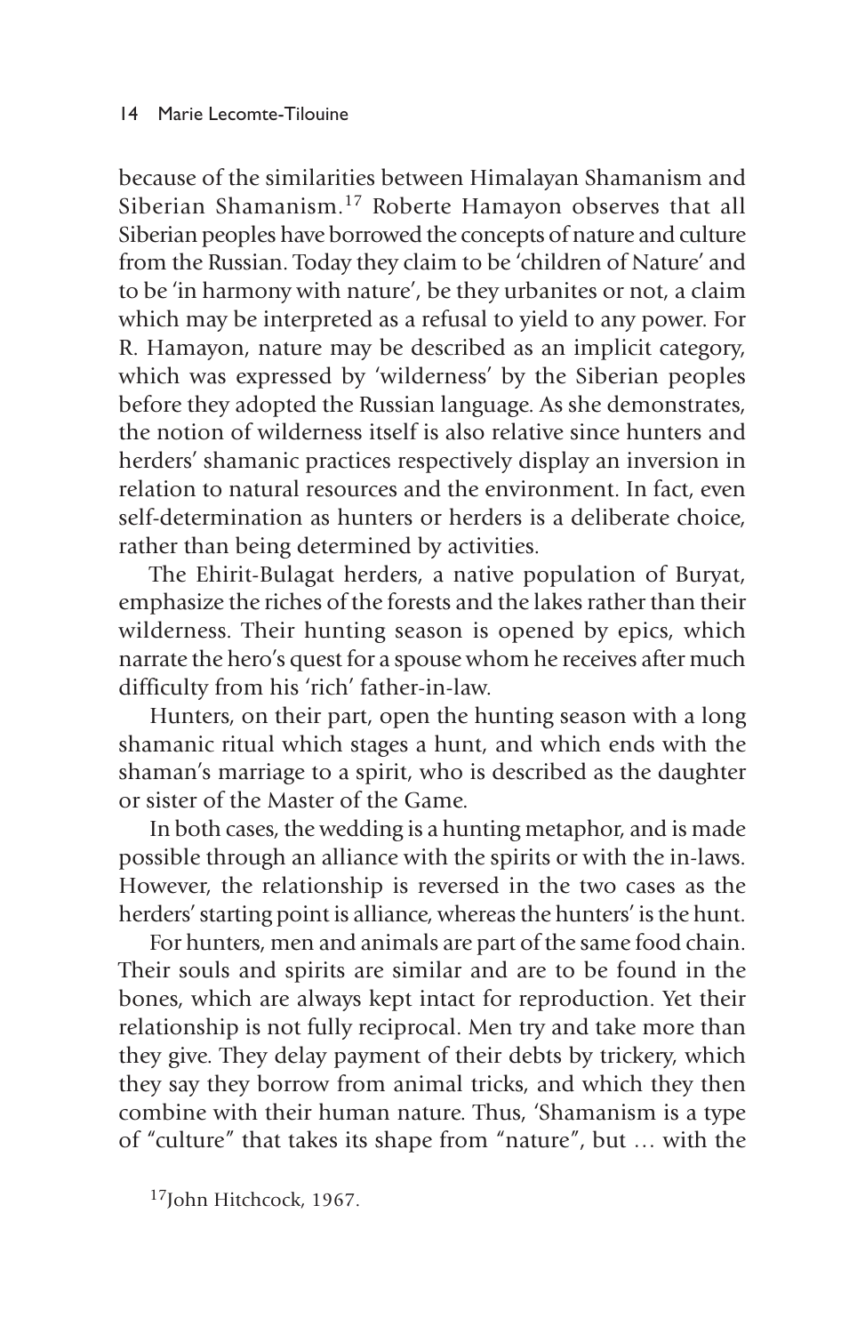because of the similarities between Himalayan Shamanism and Siberian Shamanism.[17] Roberte Hamayon observes that all Siberian peoples have borrowed the concepts of nature and culture from the Russian. Today they claim to be 'children of Nature' and to be 'in harmony with nature', be they urbanites or not, a claim which may be interpreted as a refusal to yield to any power. For R. Hamayon, nature may be described as an implicit category, which was expressed by 'wilderness' by the Siberian peoples before they adopted the Russian language. As she demonstrates, the notion of wilderness itself is also relative since hunters and herders' shamanic practices respectively display an inversion in relation to natural resources and the environment. In fact, even self-determination as hunters or herders is a deliberate choice, rather than being determined by activities.

The Ehirit-Bulagat herders, a native population of Buryat, emphasize the riches of the forests and the lakes rather than their wilderness. Their hunting season is opened by epics, which narrate the hero's quest for a spouse whom he receives after much difficulty from his 'rich' father-in-law.

Hunters, on their part, open the hunting season with a long shamanic ritual which stages a hunt, and which ends with the shaman's marriage to a spirit, who is described as the daughter or sister of the Master of the Game.

In both cases, the wedding is a hunting metaphor, and is made possible through an alliance with the spirits or with the in-laws. However, the relationship is reversed in the two cases as the herders' starting point is alliance, whereas the hunters' is the hunt.

For hunters, men and animals are part of the same food chain. Their souls and spirits are similar and are to be found in the bones, which are always kept intact for reproduction. Yet their relationship is not fully reciprocal. Men try and take more than they give. They delay payment of their debts by trickery, which they say they borrow from animal tricks, and which they then combine with their human nature. Thus, 'Shamanism is a type of "culture" that takes its shape from "nature", but … with the

[17] John Hitchcock, 1967.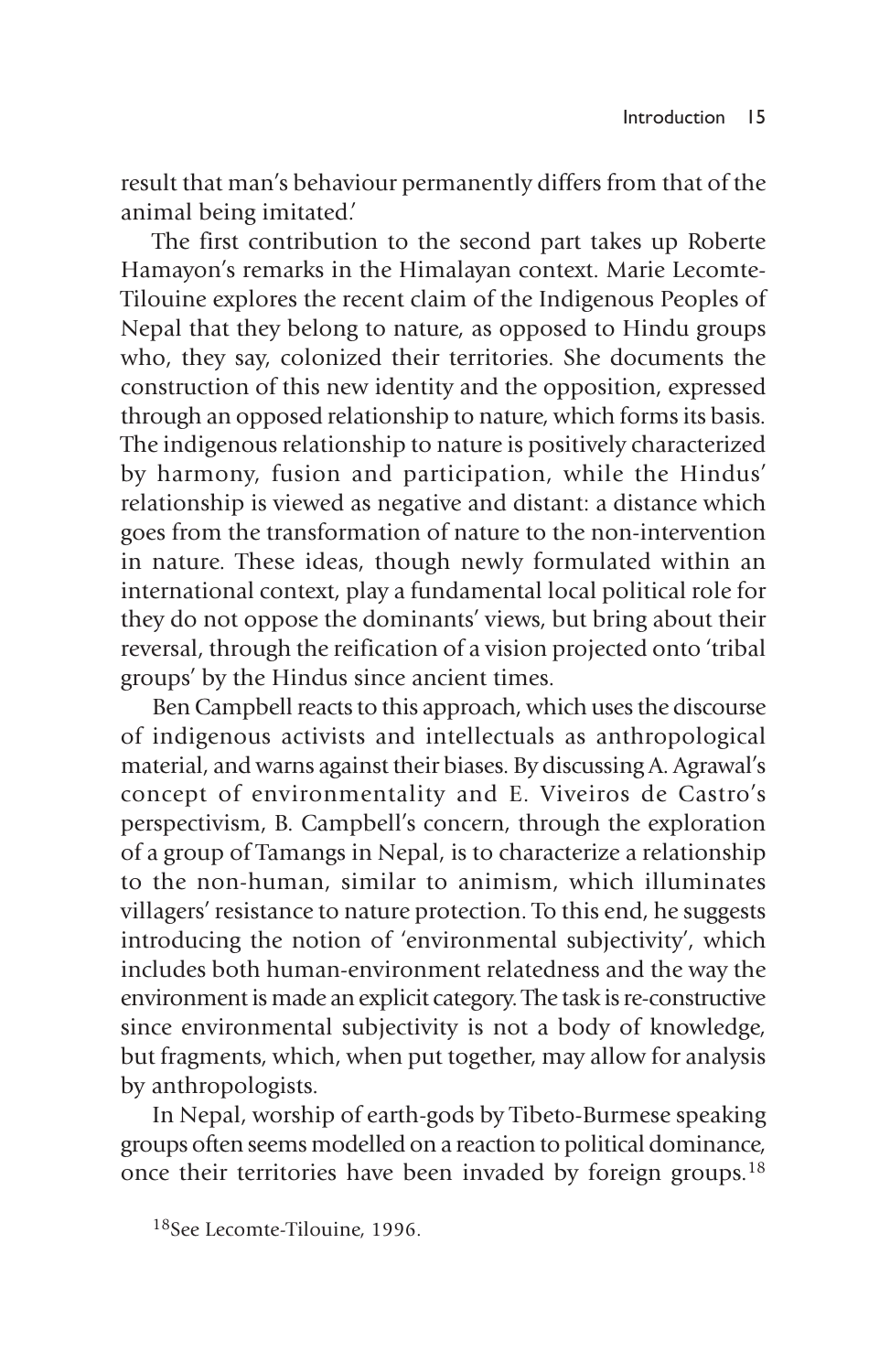result that man's behaviour permanently differs from that of the animal being imitated.'

The first contribution to the second part takes up Roberte Hamayon's remarks in the Himalayan context. Marie Lecomte-Tilouine explores the recent claim of the Indigenous Peoples of Nepal that they belong to nature, as opposed to Hindu groups who, they say, colonized their territories. She documents the construction of this new identity and the opposition, expressed through an opposed relationship to nature, which forms its basis. The indigenous relationship to nature is positively characterized by harmony, fusion and participation, while the Hindus' relationship is viewed as negative and distant: a distance which goes from the transformation of nature to the non-intervention in nature. These ideas, though newly formulated within an international context, play a fundamental local political role for they do not oppose the dominants' views, but bring about their reversal, through the reification of a vision projected onto 'tribal groups' by the Hindus since ancient times.

Ben Campbell reacts to this approach, which uses the discourse of indigenous activists and intellectuals as anthropological material, and warns against their biases. By discussing A. Agrawal's concept of environmentality and E. Viveiros de Castro's perspectivism, B. Campbell's concern, through the exploration of a group of Tamangs in Nepal, is to characterize a relationship to the non-human, similar to animism, which illuminates villagers' resistance to nature protection. To this end, he suggests introducing the notion of 'environmental subjectivity', which includes both human-environment relatedness and the way the environment is made an explicit category. The task is re-constructive since environmental subjectivity is not a body of knowledge, but fragments, which, when put together, may allow for analysis by anthropologists.

In Nepal, worship of earth-gods by Tibeto-Burmese speaking groups often seems modelled on a reaction to political dominance, once their territories have been invaded by foreign groups.[18]

[18]See Lecomte-Tilouine, 1996.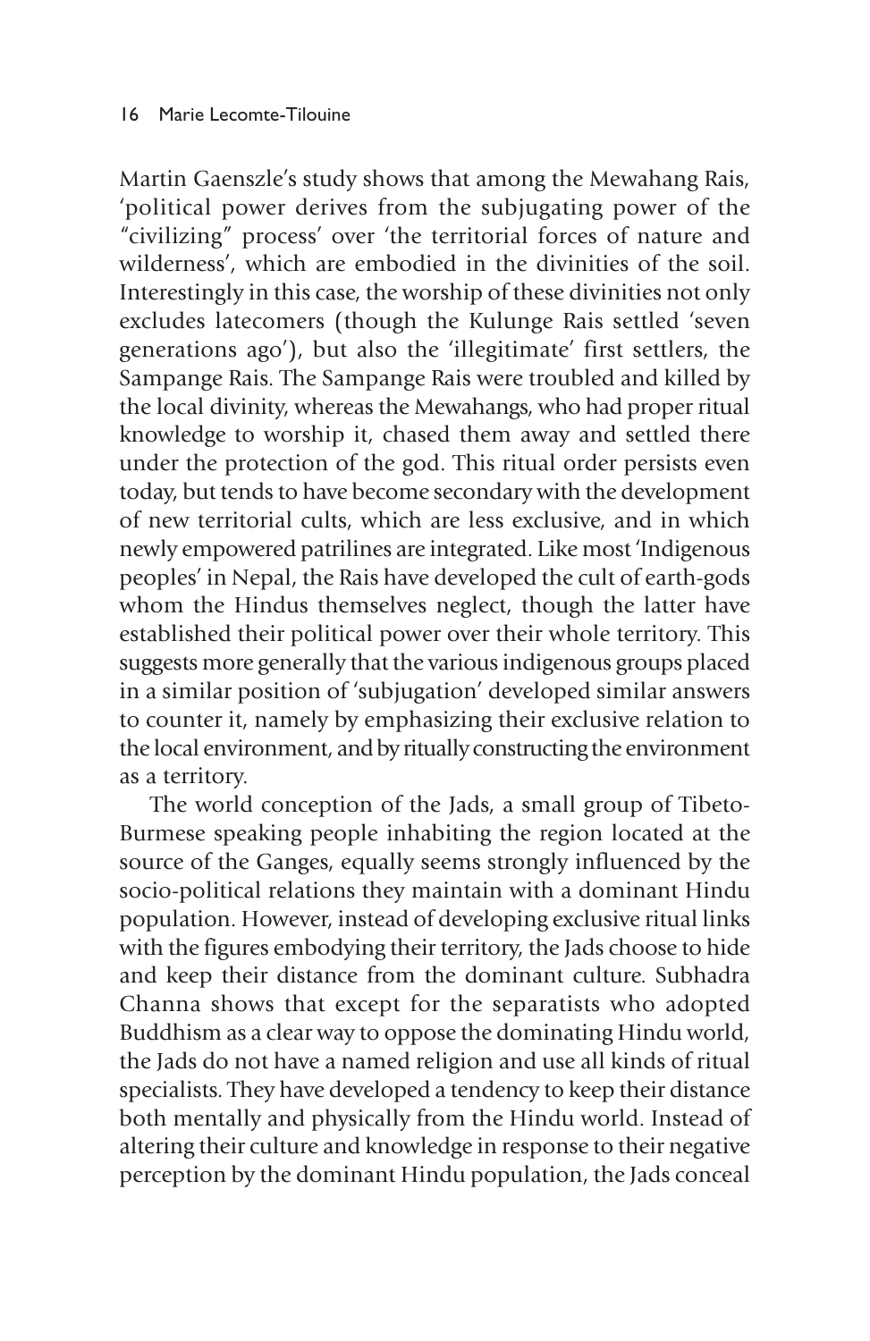Martin Gaenszle's study shows that among the Mewahang Rais, 'political power derives from the subjugating power of the "civilizing" process' over 'the territorial forces of nature and wilderness', which are embodied in the divinities of the soil. Interestingly in this case, the worship of these divinities not only excludes latecomers (though the Kulunge Rais settled 'seven generations ago'), but also the 'illegitimate' first settlers, the Sampange Rais. The Sampange Rais were troubled and killed by the local divinity, whereas the Mewahangs, who had proper ritual knowledge to worship it, chased them away and settled there under the protection of the god. This ritual order persists even today, but tends to have become secondary with the development of new territorial cults, which are less exclusive, and in which newly empowered patrilines are integrated. Like most 'Indigenous peoples' in Nepal, the Rais have developed the cult of earth-gods whom the Hindus themselves neglect, though the latter have established their political power over their whole territory. This suggests more generally that the various indigenous groups placed in a similar position of 'subjugation' developed similar answers to counter it, namely by emphasizing their exclusive relation to the local environment, and by ritually constructing the environment as a territory.

The world conception of the Jads, a small group of Tibeto-Burmese speaking people inhabiting the region located at the source of the Ganges, equally seems strongly influenced by the socio-political relations they maintain with a dominant Hindu population. However, instead of developing exclusive ritual links with the figures embodying their territory, the Jads choose to hide and keep their distance from the dominant culture. Subhadra Channa shows that except for the separatists who adopted Buddhism as a clear way to oppose the dominating Hindu world, the Jads do not have a named religion and use all kinds of ritual specialists. They have developed a tendency to keep their distance both mentally and physically from the Hindu world. Instead of altering their culture and knowledge in response to their negative perception by the dominant Hindu population, the Jads conceal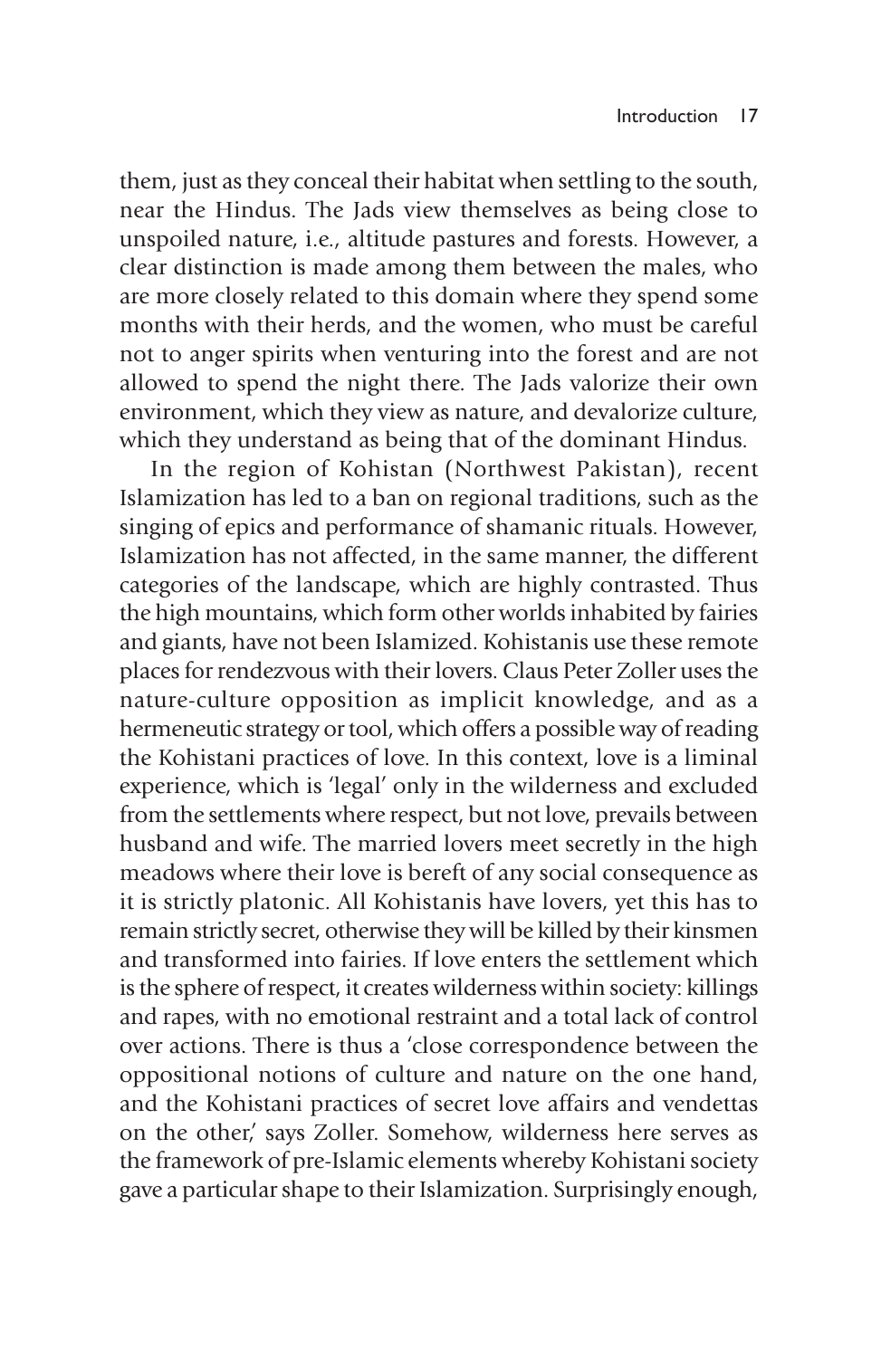them, just as they conceal their habitat when settling to the south, near the Hindus. The Jads view themselves as being close to unspoiled nature, i.e., altitude pastures and forests. However, a clear distinction is made among them between the males, who are more closely related to this domain where they spend some months with their herds, and the women, who must be careful not to anger spirits when venturing into the forest and are not allowed to spend the night there. The Jads valorize their own environment, which they view as nature, and devalorize culture, which they understand as being that of the dominant Hindus.

In the region of Kohistan (Northwest Pakistan), recent Islamization has led to a ban on regional traditions, such as the singing of epics and performance of shamanic rituals. However, Islamization has not affected, in the same manner, the different categories of the landscape, which are highly contrasted. Thus the high mountains, which form other worlds inhabited by fairies and giants, have not been Islamized. Kohistanis use these remote places for rendezvous with their lovers. Claus Peter Zoller uses the nature-culture opposition as implicit knowledge, and as a hermeneutic strategy or tool, which offers a possible way of reading the Kohistani practices of love. In this context, love is a liminal experience, which is 'legal' only in the wilderness and excluded from the settlements where respect, but not love, prevails between husband and wife. The married lovers meet secretly in the high meadows where their love is bereft of any social consequence as it is strictly platonic. All Kohistanis have lovers, yet this has to remain strictly secret, otherwise they will be killed by their kinsmen and transformed into fairies. If love enters the settlement which is the sphere of respect, it creates wilderness within society: killings and rapes, with no emotional restraint and a total lack of control over actions. There is thus a 'close correspondence between the oppositional notions of culture and nature on the one hand, and the Kohistani practices of secret love affairs and vendettas on the other,' says Zoller. Somehow, wilderness here serves as the framework of pre-Islamic elements whereby Kohistani society gave a particular shape to their Islamization. Surprisingly enough,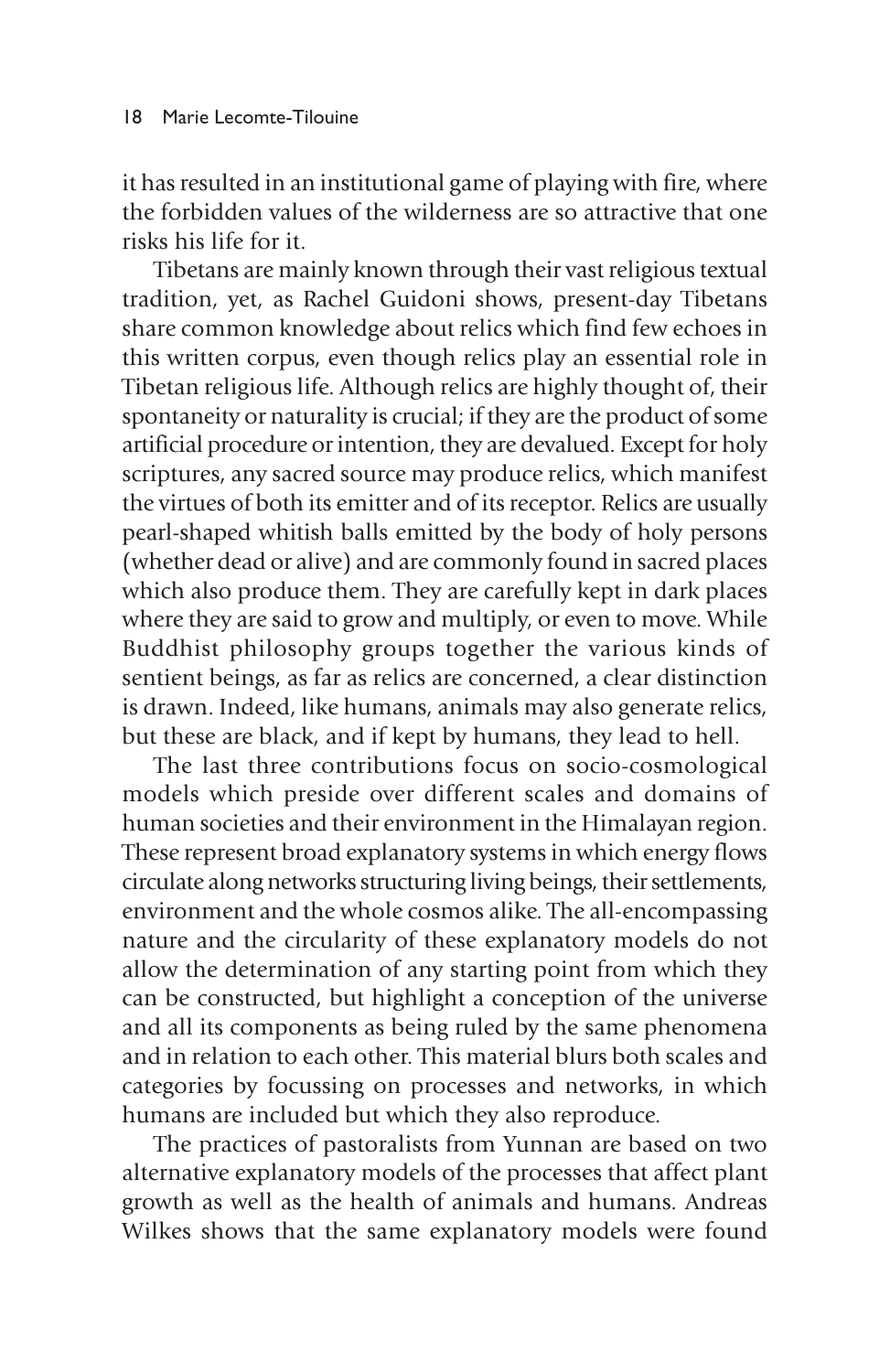it has resulted in an institutional game of playing with fire, where the forbidden values of the wilderness are so attractive that one risks his life for it.

Tibetans are mainly known through their vast religious textual tradition, yet, as Rachel Guidoni shows, present-day Tibetans share common knowledge about relics which find few echoes in this written corpus, even though relics play an essential role in Tibetan religious life. Although relics are highly thought of, their spontaneity or naturality is crucial; if they are the product of some artificial procedure or intention, they are devalued. Except for holy scriptures, any sacred source may produce relics, which manifest the virtues of both its emitter and of its receptor. Relics are usually pearl-shaped whitish balls emitted by the body of holy persons (whether dead or alive) and are commonly found in sacred places which also produce them. They are carefully kept in dark places where they are said to grow and multiply, or even to move. While Buddhist philosophy groups together the various kinds of sentient beings, as far as relics are concerned, a clear distinction is drawn. Indeed, like humans, animals may also generate relics, but these are black, and if kept by humans, they lead to hell.

The last three contributions focus on socio-cosmological models which preside over different scales and domains of human societies and their environment in the Himalayan region. These represent broad explanatory systems in which energy flows circulate along networks structuring living beings, their settlements, environment and the whole cosmos alike. The all-encompassing nature and the circularity of these explanatory models do not allow the determination of any starting point from which they can be constructed, but highlight a conception of the universe and all its components as being ruled by the same phenomena and in relation to each other. This material blurs both scales and categories by focussing on processes and networks, in which humans are included but which they also reproduce.

The practices of pastoralists from Yunnan are based on two alternative explanatory models of the processes that affect plant growth as well as the health of animals and humans. Andreas Wilkes shows that the same explanatory models were found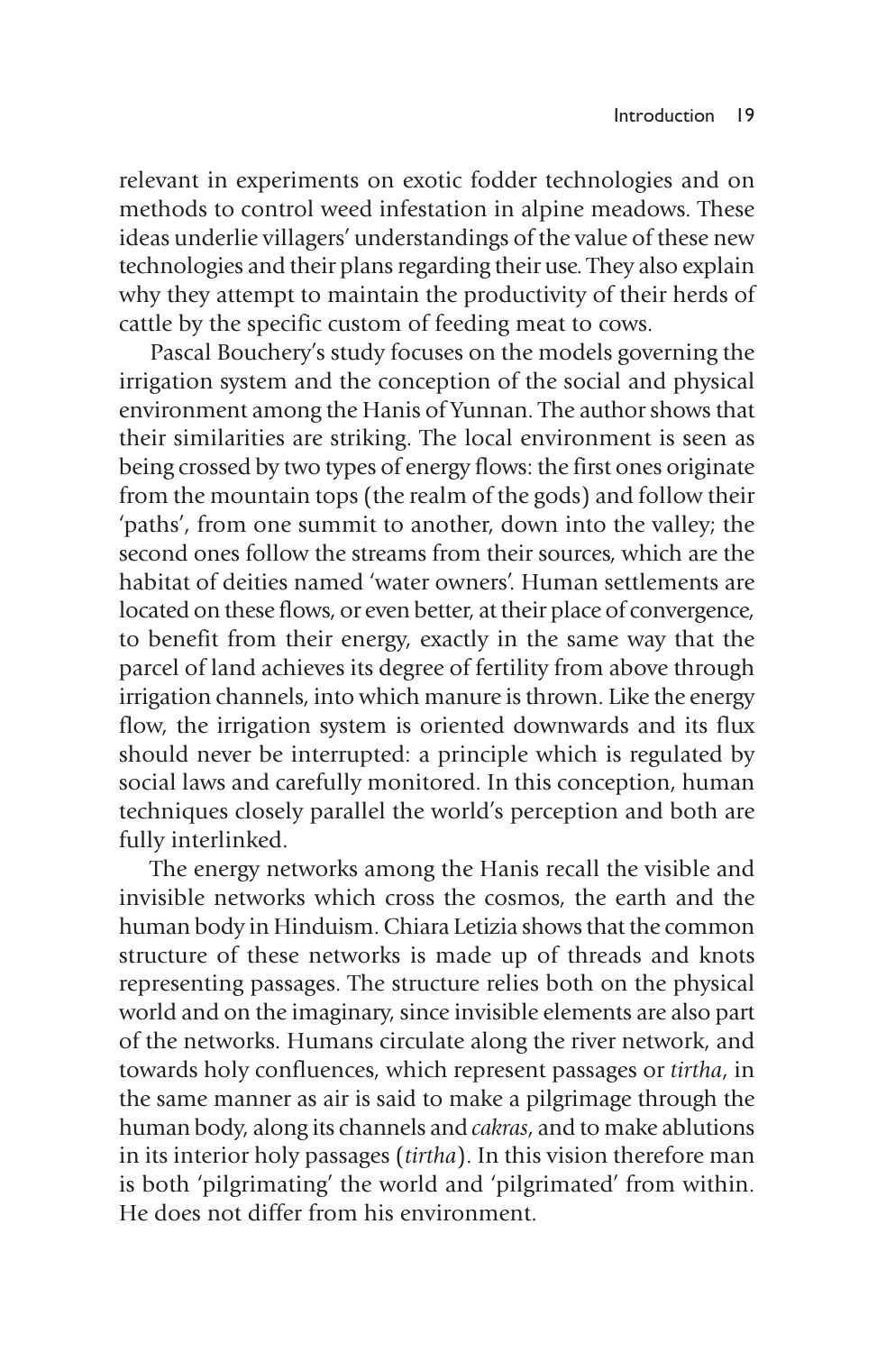relevant in experiments on exotic fodder technologies and on methods to control weed infestation in alpine meadows. These ideas underlie villagers' understandings of the value of these new technologies and their plans regarding their use. They also explain why they attempt to maintain the productivity of their herds of cattle by the specific custom of feeding meat to cows.

Pascal Bouchery's study focuses on the models governing the irrigation system and the conception of the social and physical environment among the Hanis of Yunnan. The author shows that their similarities are striking. The local environment is seen as being crossed by two types of energy flows: the first ones originate from the mountain tops (the realm of the gods) and follow their 'paths', from one summit to another, down into the valley; the second ones follow the streams from their sources, which are the habitat of deities named 'water owners'. Human settlements are located on these flows, or even better, at their place of convergence, to benefit from their energy, exactly in the same way that the parcel of land achieves its degree of fertility from above through irrigation channels, into which manure is thrown. Like the energy flow, the irrigation system is oriented downwards and its flux should never be interrupted: a principle which is regulated by social laws and carefully monitored. In this conception, human techniques closely parallel the world's perception and both are fully interlinked.

The energy networks among the Hanis recall the visible and invisible networks which cross the cosmos, the earth and the human body in Hinduism. Chiara Letizia shows that the common structure of these networks is made up of threads and knots representing passages. The structure relies both on the physical world and on the imaginary, since invisible elements are also part of the networks. Humans circulate along the river network, and towards holy confluences, which represent passages or *tirtha*, in the same manner as air is said to make a pilgrimage through the human body, along its channels and *cakras*, and to make ablutions in its interior holy passages (*tirtha*). In this vision therefore man is both 'pilgrimating' the world and 'pilgrimated' from within. He does not differ from his environment.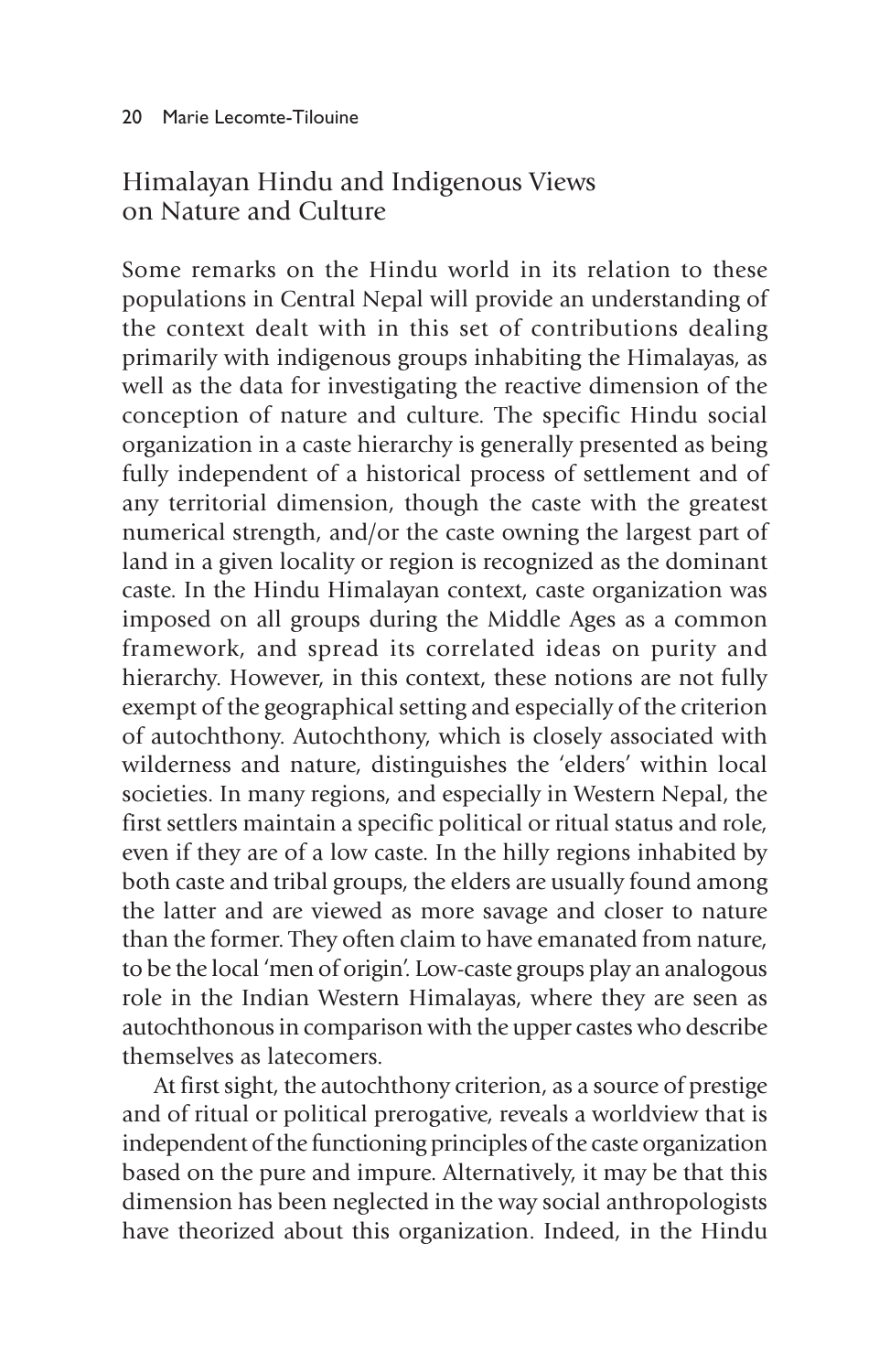## Himalayan Hindu and Indigenous Views on Nature and Culture

Some remarks on the Hindu world in its relation to these populations in Central Nepal will provide an understanding of the context dealt with in this set of contributions dealing primarily with indigenous groups inhabiting the Himalayas, as well as the data for investigating the reactive dimension of the conception of nature and culture. The specific Hindu social organization in a caste hierarchy is generally presented as being fully independent of a historical process of settlement and of any territorial dimension, though the caste with the greatest numerical strength, and/or the caste owning the largest part of land in a given locality or region is recognized as the dominant caste. In the Hindu Himalayan context, caste organization was imposed on all groups during the Middle Ages as a common framework, and spread its correlated ideas on purity and hierarchy. However, in this context, these notions are not fully exempt of the geographical setting and especially of the criterion of autochthony. Autochthony, which is closely associated with wilderness and nature, distinguishes the 'elders' within local societies. In many regions, and especially in Western Nepal, the first settlers maintain a specific political or ritual status and role, even if they are of a low caste. In the hilly regions inhabited by both caste and tribal groups, the elders are usually found among the latter and are viewed as more savage and closer to nature than the former. They often claim to have emanated from nature, to be the local 'men of origin'. Low-caste groups play an analogous role in the Indian Western Himalayas, where they are seen as autochthonous in comparison with the upper castes who describe themselves as latecomers.

At first sight, the autochthony criterion, as a source of prestige and of ritual or political prerogative, reveals a worldview that is independent of the functioning principles of the caste organization based on the pure and impure. Alternatively, it may be that this dimension has been neglected in the way social anthropologists have theorized about this organization. Indeed, in the Hindu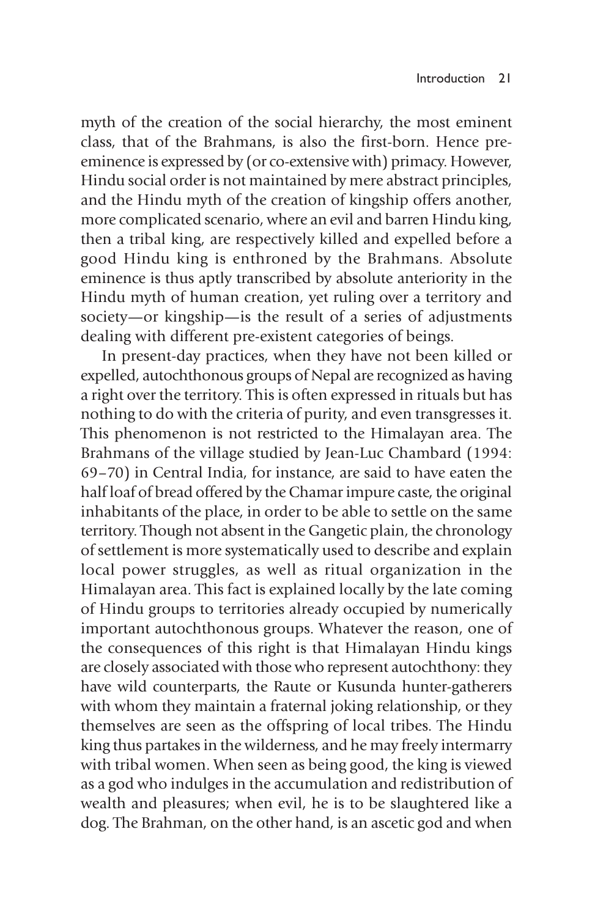myth of the creation of the social hierarchy, the most eminent class, that of the Brahmans, is also the first-born. Hence pre-eminence is expressed by (or co-extensive with) primacy. However, Hindu social order is not maintained by mere abstract principles, and the Hindu myth of the creation of kingship offers another, more complicated scenario, where an evil and barren Hindu king, then a tribal king, are respectively killed and expelled before a good Hindu king is enthroned by the Brahmans. Absolute eminence is thus aptly transcribed by absolute anteriority in the Hindu myth of human creation, yet ruling over a territory and society—or kingship—is the result of a series of adjustments dealing with different pre-existent categories of beings.

In present-day practices, when they have not been killed or expelled, autochthonous groups of Nepal are recognized as having a right over the territory. This is often expressed in rituals but has nothing to do with the criteria of purity, and even transgresses it. This phenomenon is not restricted to the Himalayan area. The Brahmans of the village studied by Jean-Luc Chambard (1994: 69–70) in Central India, for instance, are said to have eaten the half loaf of bread offered by the Chamar impure caste, the original inhabitants of the place, in order to be able to settle on the same territory. Though not absent in the Gangetic plain, the chronology of settlement is more systematically used to describe and explain local power struggles, as well as ritual organization in the Himalayan area. This fact is explained locally by the late coming of Hindu groups to territories already occupied by numerically important autochthonous groups. Whatever the reason, one of the consequences of this right is that Himalayan Hindu kings are closely associated with those who represent autochthony: they have wild counterparts, the Raute or Kusunda hunter-gatherers with whom they maintain a fraternal joking relationship, or they themselves are seen as the offspring of local tribes. The Hindu king thus partakes in the wilderness, and he may freely intermarry with tribal women. When seen as being good, the king is viewed as a god who indulges in the accumulation and redistribution of wealth and pleasures; when evil, he is to be slaughtered like a dog. The Brahman, on the other hand, is an ascetic god and when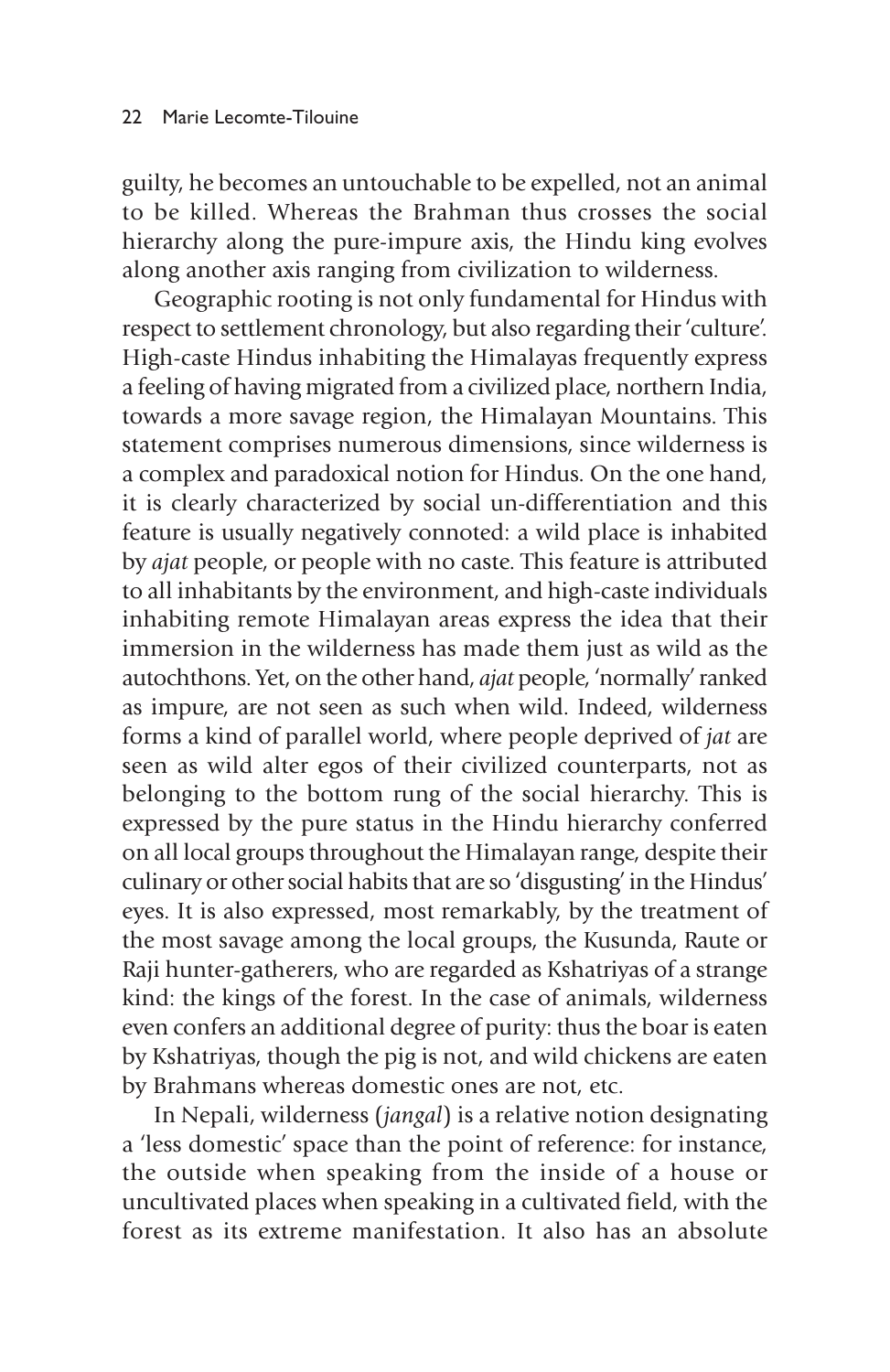guilty, he becomes an untouchable to be expelled, not an animal to be killed. Whereas the Brahman thus crosses the social hierarchy along the pure-impure axis, the Hindu king evolves along another axis ranging from civilization to wilderness.

Geographic rooting is not only fundamental for Hindus with respect to settlement chronology, but also regarding their 'culture'. High-caste Hindus inhabiting the Himalayas frequently express a feeling of having migrated from a civilized place, northern India, towards a more savage region, the Himalayan Mountains. This statement comprises numerous dimensions, since wilderness is a complex and paradoxical notion for Hindus. On the one hand, it is clearly characterized by social un-differentiation and this feature is usually negatively connoted: a wild place is inhabited by *ajat* people, or people with no caste. This feature is attributed to all inhabitants by the environment, and high-caste individuals inhabiting remote Himalayan areas express the idea that their immersion in the wilderness has made them just as wild as the autochthons. Yet, on the other hand, *ajat* people, 'normally' ranked as impure, are not seen as such when wild. Indeed, wilderness forms a kind of parallel world, where people deprived of *jat* are seen as wild alter egos of their civilized counterparts, not as belonging to the bottom rung of the social hierarchy. This is expressed by the pure status in the Hindu hierarchy conferred on all local groups throughout the Himalayan range, despite their culinary or other social habits that are so 'disgusting' in the Hindus' eyes. It is also expressed, most remarkably, by the treatment of the most savage among the local groups, the Kusunda, Raute or Raji hunter-gatherers, who are regarded as Kshatriyas of a strange kind: the kings of the forest. In the case of animals, wilderness even confers an additional degree of purity: thus the boar is eaten by Kshatriyas, though the pig is not, and wild chickens are eaten by Brahmans whereas domestic ones are not, etc.

In Nepali, wilderness (*jangal*) is a relative notion designating a 'less domestic' space than the point of reference: for instance, the outside when speaking from the inside of a house or uncultivated places when speaking in a cultivated field, with the forest as its extreme manifestation. It also has an absolute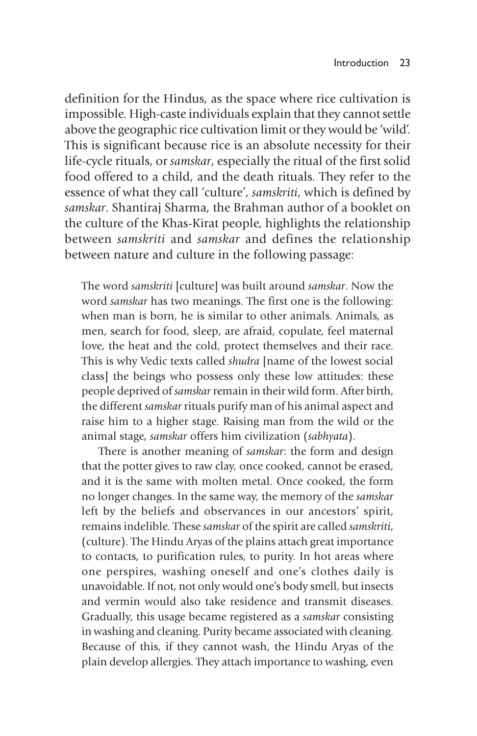definition for the Hindus, as the space where rice cultivation is impossible. High-caste individuals explain that they cannot settle above the geographic rice cultivation limit or they would be 'wild'. This is significant because rice is an absolute necessity for their life-cycle rituals, or *samskar*, especially the ritual of the first solid food offered to a child, and the death rituals. They refer to the essence of what they call 'culture', *samskriti*, which is defined by *samskar*. Shantiraj Sharma, the Brahman author of a booklet on the culture of the Khas-Kirat people, highlights the relationship between *samskriti* and *samskar* and defines the relationship between nature and culture in the following passage:

> The word *samskriti* [culture] was built around *samskar*. Now the word *samskar* has two meanings. The first one is the following: when man is born, he is similar to other animals. Animals, as men, search for food, sleep, are afraid, copulate, feel maternal love, the heat and the cold, protect themselves and their race. This is why Vedic texts called *shudra* [name of the lowest social class] the beings who possess only these low attitudes: these people deprived of *samskar* remain in their wild form. After birth, the different *samskar* rituals purify man of his animal aspect and raise him to a higher stage. Raising man from the wild or the animal stage, *samskar* offers him civilization (*sabhyata*).
>
> There is another meaning of *samskar*: the form and design that the potter gives to raw clay, once cooked, cannot be erased, and it is the same with molten metal. Once cooked, the form no longer changes. In the same way, the memory of the *samskar* left by the beliefs and observances in our ancestors' spirit, remains indelible. These *samskar* of the spirit are called *samskriti*, (culture). The Hindu Aryas of the plains attach great importance to contacts, to purification rules, to purity. In hot areas where one perspires, washing oneself and one's clothes daily is unavoidable. If not, not only would one's body smell, but insects and vermin would also take residence and transmit diseases. Gradually, this usage became registered as a *samskar* consisting in washing and cleaning. Purity became associated with cleaning. Because of this, if they cannot wash, the Hindu Aryas of the plain develop allergies. They attach importance to washing, even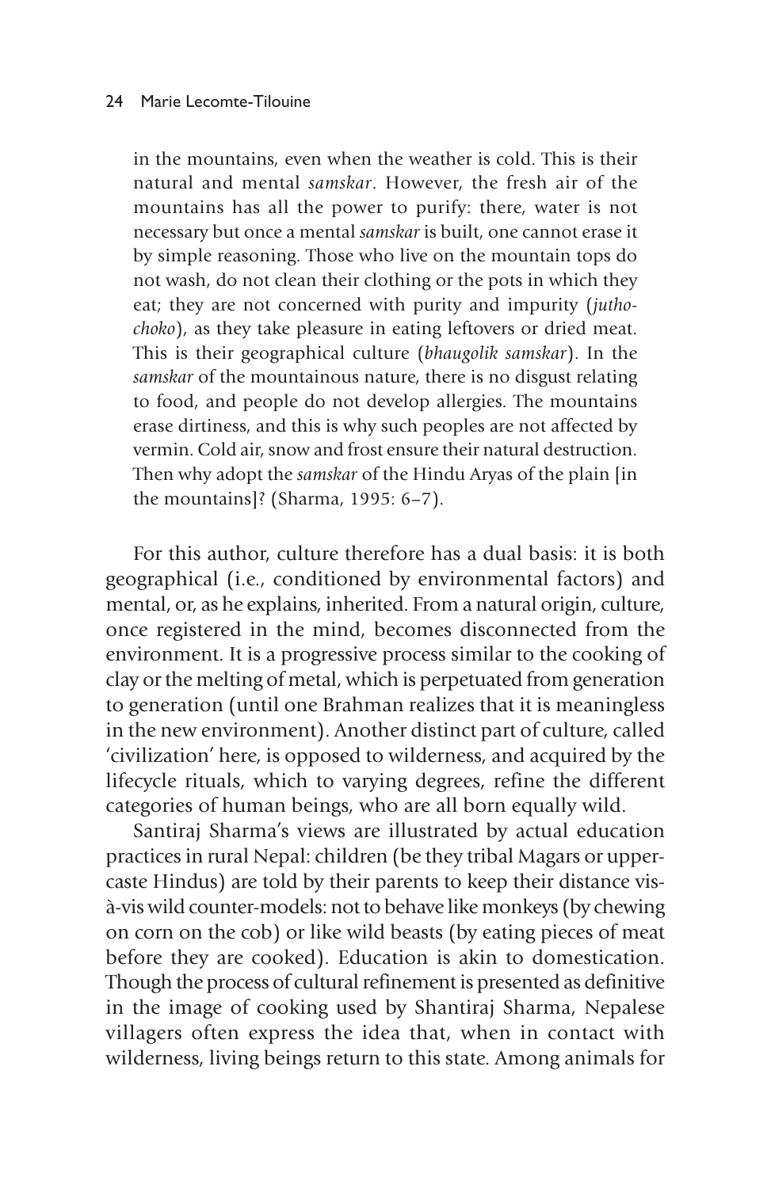> in the mountains, even when the weather is cold. This is their natural and mental *samskar*. However, the fresh air of the mountains has all the power to purify: there, water is not necessary but once a mental *samskar* is built, one cannot erase it by simple reasoning. Those who live on the mountain tops do not wash, do not clean their clothing or the pots in which they eat; they are not concerned with purity and impurity (*jutho-choko*), as they take pleasure in eating leftovers or dried meat. This is their geographical culture (*bhaugolik samskar*). In the *samskar* of the mountainous nature, there is no disgust relating to food, and people do not develop allergies. The mountains erase dirtiness, and this is why such peoples are not affected by vermin. Cold air, snow and frost ensure their natural destruction. Then why adopt the *samskar* of the Hindu Aryas of the plain [in the mountains]? (Sharma, 1995: 6–7).

For this author, culture therefore has a dual basis: it is both geographical (i.e., conditioned by environmental factors) and mental, or, as he explains, inherited. From a natural origin, culture, once registered in the mind, becomes disconnected from the environment. It is a progressive process similar to the cooking of clay or the melting of metal, which is perpetuated from generation to generation (until one Brahman realizes that it is meaningless in the new environment). Another distinct part of culture, called 'civilization' here, is opposed to wilderness, and acquired by the lifecycle rituals, which to varying degrees, refine the different categories of human beings, who are all born equally wild.

Santiraj Sharma's views are illustrated by actual education practices in rural Nepal: children (be they tribal Magars or upper-caste Hindus) are told by their parents to keep their distance vis-à-vis wild counter-models: not to behave like monkeys (by chewing on corn on the cob) or like wild beasts (by eating pieces of meat before they are cooked). Education is akin to domestication. Though the process of cultural refinement is presented as definitive in the image of cooking used by Shantiraj Sharma, Nepalese villagers often express the idea that, when in contact with wilderness, living beings return to this state. Among animals for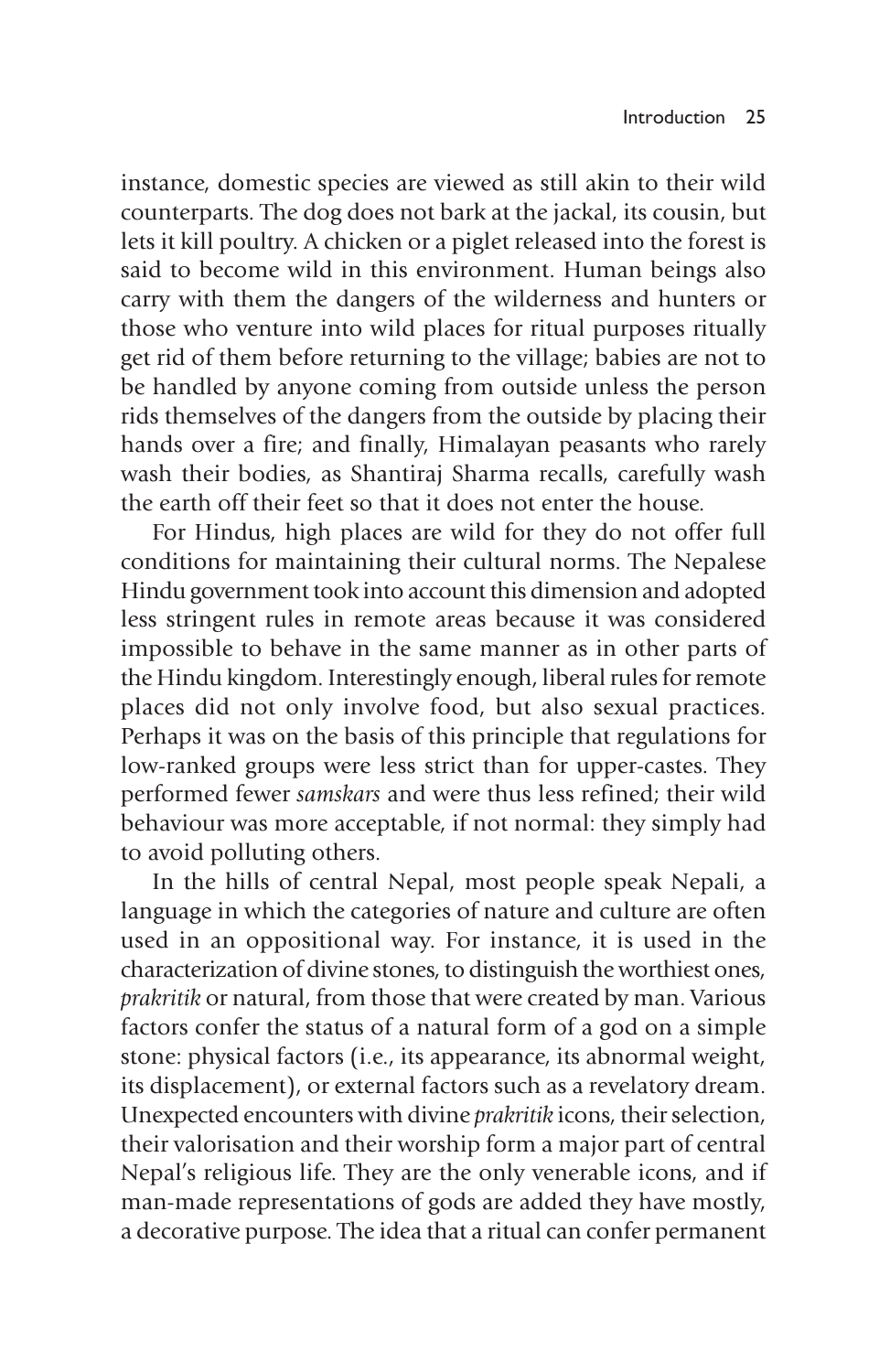instance, domestic species are viewed as still akin to their wild counterparts. The dog does not bark at the jackal, its cousin, but lets it kill poultry. A chicken or a piglet released into the forest is said to become wild in this environment. Human beings also carry with them the dangers of the wilderness and hunters or those who venture into wild places for ritual purposes ritually get rid of them before returning to the village; babies are not to be handled by anyone coming from outside unless the person rids themselves of the dangers from the outside by placing their hands over a fire; and finally, Himalayan peasants who rarely wash their bodies, as Shantiraj Sharma recalls, carefully wash the earth off their feet so that it does not enter the house.

For Hindus, high places are wild for they do not offer full conditions for maintaining their cultural norms. The Nepalese Hindu government took into account this dimension and adopted less stringent rules in remote areas because it was considered impossible to behave in the same manner as in other parts of the Hindu kingdom. Interestingly enough, liberal rules for remote places did not only involve food, but also sexual practices. Perhaps it was on the basis of this principle that regulations for low-ranked groups were less strict than for upper-castes. They performed fewer *samskars* and were thus less refined; their wild behaviour was more acceptable, if not normal: they simply had to avoid polluting others.

In the hills of central Nepal, most people speak Nepali, a language in which the categories of nature and culture are often used in an oppositional way. For instance, it is used in the characterization of divine stones, to distinguish the worthiest ones, *prakritik* or natural, from those that were created by man. Various factors confer the status of a natural form of a god on a simple stone: physical factors (i.e., its appearance, its abnormal weight, its displacement), or external factors such as a revelatory dream. Unexpected encounters with divine *prakritik* icons, their selection, their valorisation and their worship form a major part of central Nepal's religious life. They are the only venerable icons, and if man-made representations of gods are added they have mostly, a decorative purpose. The idea that a ritual can confer permanent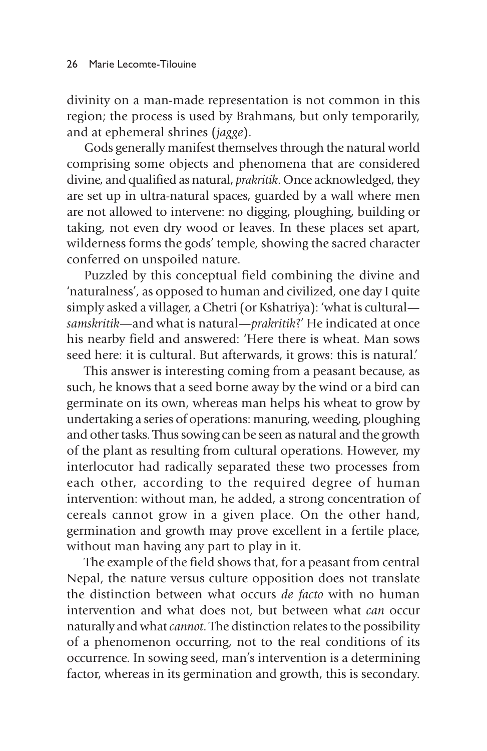divinity on a man-made representation is not common in this region; the process is used by Brahmans, but only temporarily, and at ephemeral shrines (*jagge*).

Gods generally manifest themselves through the natural world comprising some objects and phenomena that are considered divine, and qualified as natural, *prakritik*. Once acknowledged, they are set up in ultra-natural spaces, guarded by a wall where men are not allowed to intervene: no digging, ploughing, building or taking, not even dry wood or leaves. In these places set apart, wilderness forms the gods' temple, showing the sacred character conferred on unspoiled nature.

Puzzled by this conceptual field combining the divine and 'naturalness', as opposed to human and civilized, one day I quite simply asked a villager, a Chetri (or Kshatriya): 'what is cultural—*samskritik*—and what is natural—*prakritik*?' He indicated at once his nearby field and answered: 'Here there is wheat. Man sows seed here: it is cultural. But afterwards, it grows: this is natural.'

This answer is interesting coming from a peasant because, as such, he knows that a seed borne away by the wind or a bird can germinate on its own, whereas man helps his wheat to grow by undertaking a series of operations: manuring, weeding, ploughing and other tasks. Thus sowing can be seen as natural and the growth of the plant as resulting from cultural operations. However, my interlocutor had radically separated these two processes from each other, according to the required degree of human intervention: without man, he added, a strong concentration of cereals cannot grow in a given place. On the other hand, germination and growth may prove excellent in a fertile place, without man having any part to play in it.

The example of the field shows that, for a peasant from central Nepal, the nature versus culture opposition does not translate the distinction between what occurs *de facto* with no human intervention and what does not, but between what *can* occur naturally and what *cannot*. The distinction relates to the possibility of a phenomenon occurring, not to the real conditions of its occurrence. In sowing seed, man's intervention is a determining factor, whereas in its germination and growth, this is secondary.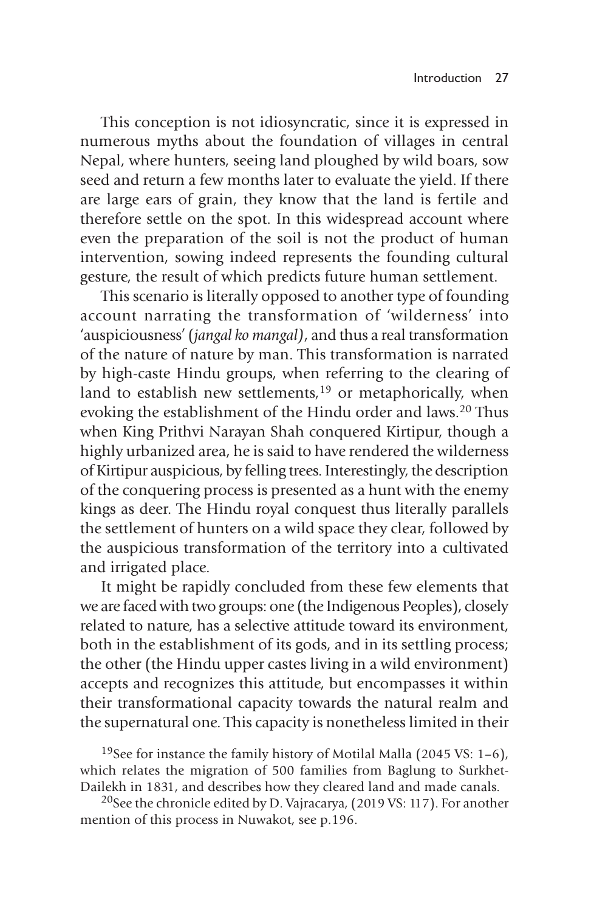This conception is not idiosyncratic, since it is expressed in numerous myths about the foundation of villages in central Nepal, where hunters, seeing land ploughed by wild boars, sow seed and return a few months later to evaluate the yield. If there are large ears of grain, they know that the land is fertile and therefore settle on the spot. In this widespread account where even the preparation of the soil is not the product of human intervention, sowing indeed represents the founding cultural gesture, the result of which predicts future human settlement.

This scenario is literally opposed to another type of founding account narrating the transformation of 'wilderness' into 'auspiciousness' (*jangal ko mangal)*, and thus a real transformation of the nature of nature by man. This transformation is narrated by high-caste Hindu groups, when referring to the clearing of land to establish new settlements,[19] or metaphorically, when evoking the establishment of the Hindu order and laws.[20] Thus when King Prithvi Narayan Shah conquered Kirtipur, though a highly urbanized area, he is said to have rendered the wilderness of Kirtipur auspicious, by felling trees. Interestingly, the description of the conquering process is presented as a hunt with the enemy kings as deer. The Hindu royal conquest thus literally parallels the settlement of hunters on a wild space they clear, followed by the auspicious transformation of the territory into a cultivated and irrigated place.

It might be rapidly concluded from these few elements that we are faced with two groups: one (the Indigenous Peoples), closely related to nature, has a selective attitude toward its environment, both in the establishment of its gods, and in its settling process; the other (the Hindu upper castes living in a wild environment) accepts and recognizes this attitude, but encompasses it within their transformational capacity towards the natural realm and the supernatural one. This capacity is nonetheless limited in their

[19]See for instance the family history of Motilal Malla (2045 VS: 1–6), which relates the migration of 500 families from Baglung to Surkhet-Dailekh in 1831, and describes how they cleared land and made canals.

[20]See the chronicle edited by D. Vajracarya, (2019 VS: 117). For another mention of this process in Nuwakot, see p.196.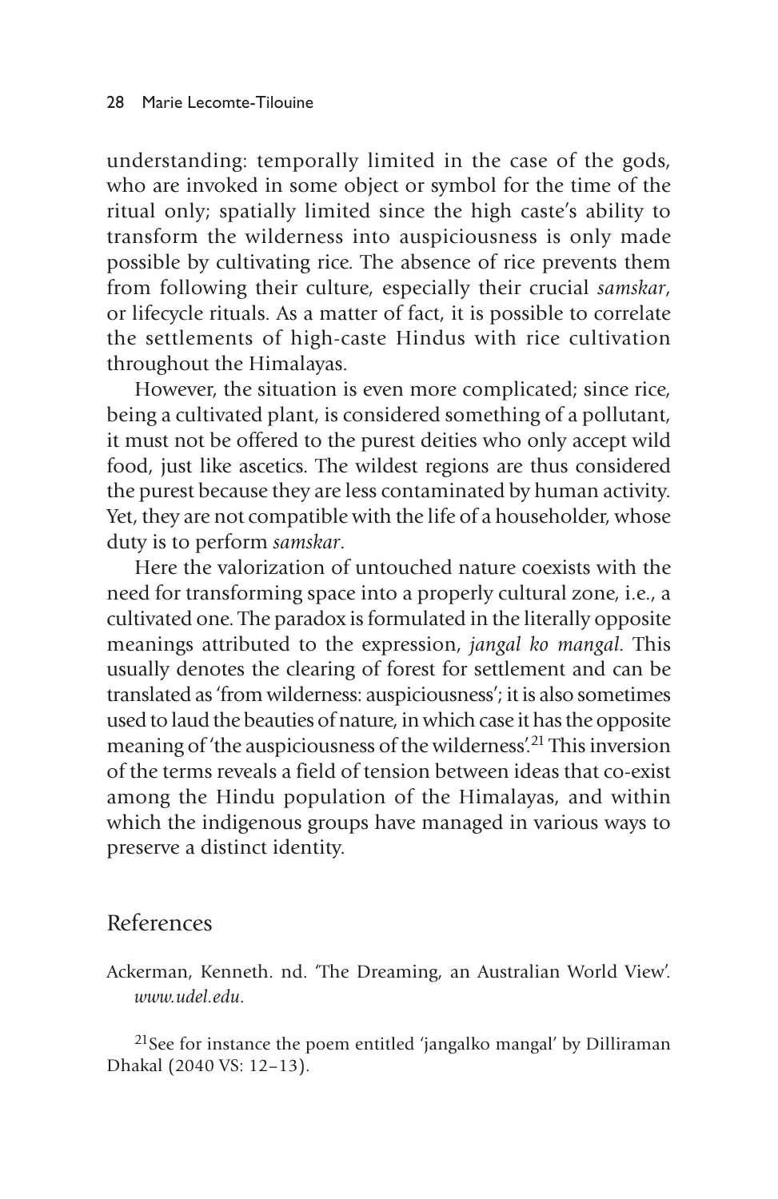understanding: temporally limited in the case of the gods, who are invoked in some object or symbol for the time of the ritual only; spatially limited since the high caste's ability to transform the wilderness into auspiciousness is only made possible by cultivating rice. The absence of rice prevents them from following their culture, especially their crucial *samskar*, or lifecycle rituals. As a matter of fact, it is possible to correlate the settlements of high-caste Hindus with rice cultivation throughout the Himalayas.

However, the situation is even more complicated; since rice, being a cultivated plant, is considered something of a pollutant, it must not be offered to the purest deities who only accept wild food, just like ascetics. The wildest regions are thus considered the purest because they are less contaminated by human activity. Yet, they are not compatible with the life of a householder, whose duty is to perform *samskar*.

Here the valorization of untouched nature coexists with the need for transforming space into a properly cultural zone, i.e., a cultivated one. The paradox is formulated in the literally opposite meanings attributed to the expression, *jangal ko mangal*. This usually denotes the clearing of forest for settlement and can be translated as 'from wilderness: auspiciousness'; it is also sometimes used to laud the beauties of nature, in which case it has the opposite meaning of 'the auspiciousness of the wilderness'.[21] This inversion of the terms reveals a field of tension between ideas that co-exist among the Hindu population of the Himalayas, and within which the indigenous groups have managed in various ways to preserve a distinct identity.

## References

Ackerman, Kenneth. nd. 'The Dreaming, an Australian World View'. *www.udel.edu*.

[21] See for instance the poem entitled 'jangalko mangal' by Dilliraman Dhakal (2040 VS: 12–13).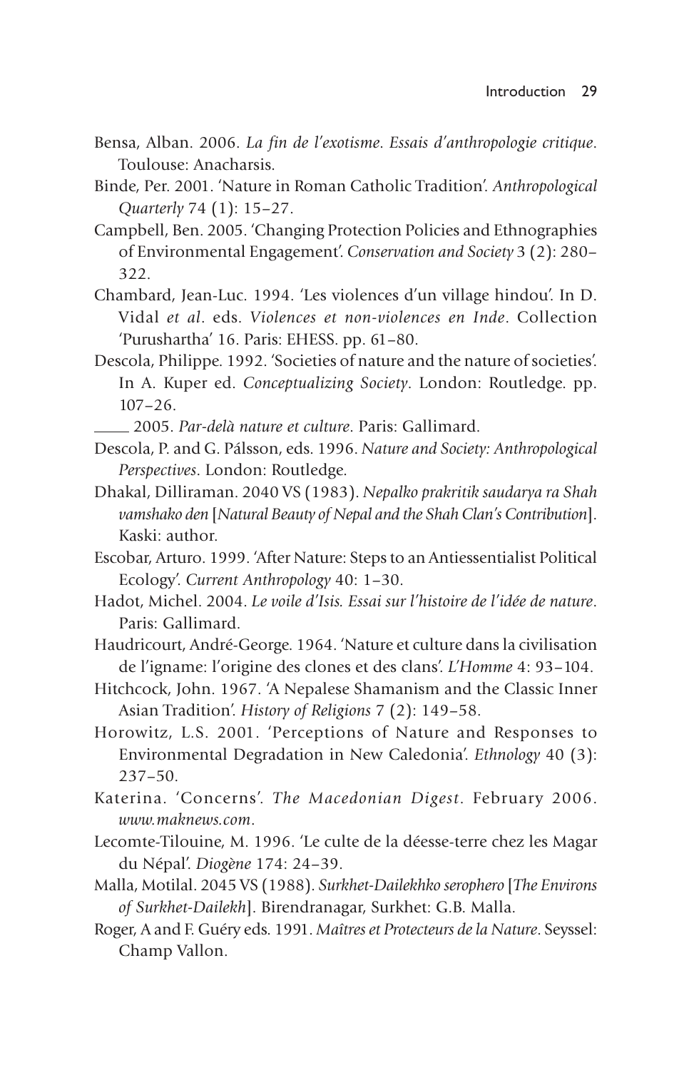Bensa, Alban. 2006. *La fin de l'exotisme. Essais d'anthropologie critique*. Toulouse: Anacharsis.

Binde, Per. 2001. 'Nature in Roman Catholic Tradition'. *Anthropological Quarterly* 74 (1): 15–27.

Campbell, Ben. 2005. 'Changing Protection Policies and Ethnographies of Environmental Engagement'. *Conservation and Society* 3 (2): 280–322.

Chambard, Jean-Luc. 1994. 'Les violences d'un village hindou'. In D. Vidal *et al*. eds. *Violences et non-violences en Inde*. Collection 'Purushartha' 16. Paris: EHESS. pp. 61–80.

Descola, Philippe. 1992. 'Societies of nature and the nature of societies'. In A. Kuper ed. *Conceptualizing Society*. London: Routledge. pp. 107–26.

____ 2005. *Par-delà nature et culture*. Paris: Gallimard.

Descola, P. and G. Pálsson, eds. 1996. *Nature and Society: Anthropological Perspectives*. London: Routledge.

Dhakal, Dilliraman. 2040 VS (1983). *Nepalko prakritik saudarya ra Shah vamshako den* [*Natural Beauty of Nepal and the Shah Clan's Contribution*]. Kaski: author.

Escobar, Arturo. 1999. 'After Nature: Steps to an Antiessentialist Political Ecology'. *Current Anthropology* 40: 1–30.

Hadot, Michel. 2004. *Le voile d'Isis. Essai sur l'histoire de l'idée de nature*. Paris: Gallimard.

Haudricourt, André-George. 1964. 'Nature et culture dans la civilisation de l'igname: l'origine des clones et des clans'. *L'Homme* 4: 93–104.

Hitchcock, John. 1967. 'A Nepalese Shamanism and the Classic Inner Asian Tradition'. *History of Religions* 7 (2): 149–58.

Horowitz, L.S. 2001. 'Perceptions of Nature and Responses to Environmental Degradation in New Caledonia'. *Ethnology* 40 (3): 237–50.

Katerina. 'Concerns'. *The Macedonian Digest*. February 2006. *www.maknews.com*.

Lecomte-Tilouine, M. 1996. 'Le culte de la déesse-terre chez les Magar du Népal'. *Diogène* 174: 24–39.

Malla, Motilal. 2045 VS (1988). *Surkhet-Dailekhko serophero* [*The Environs of Surkhet-Dailekh*]. Birendranagar, Surkhet: G.B. Malla.

Roger, A and F. Guéry eds. 1991. *Maîtres et Protecteurs de la Nature*. Seyssel: Champ Vallon.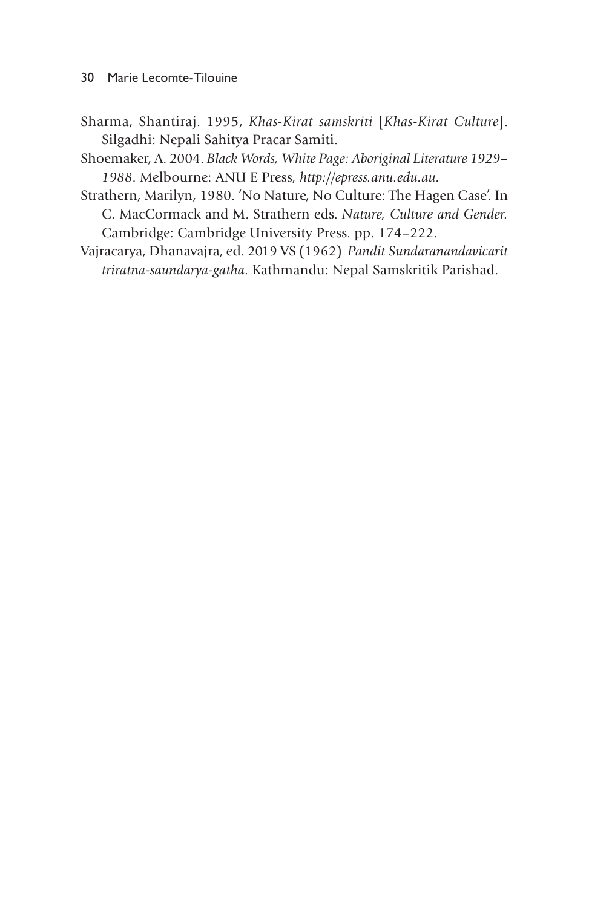Sharma, Shantiraj. 1995, *Khas-Kirat samskriti* [*Khas-Kirat Culture*]. Silgadhi: Nepali Sahitya Pracar Samiti.

Shoemaker, A. 2004. *Black Words, White Page: Aboriginal Literature 1929–1988*. Melbourne: ANU E Press, *http://epress.anu.edu.au.*

Strathern, Marilyn, 1980. 'No Nature, No Culture: The Hagen Case'. In C. MacCormack and M. Strathern eds. *Nature, Culture and Gender.* Cambridge: Cambridge University Press. pp. 174–222.

Vajracarya, Dhanavajra, ed. 2019 VS (1962) *Pandit Sundaranandavicarit triratna-saundarya-gatha*. Kathmandu: Nepal Samskritik Parishad.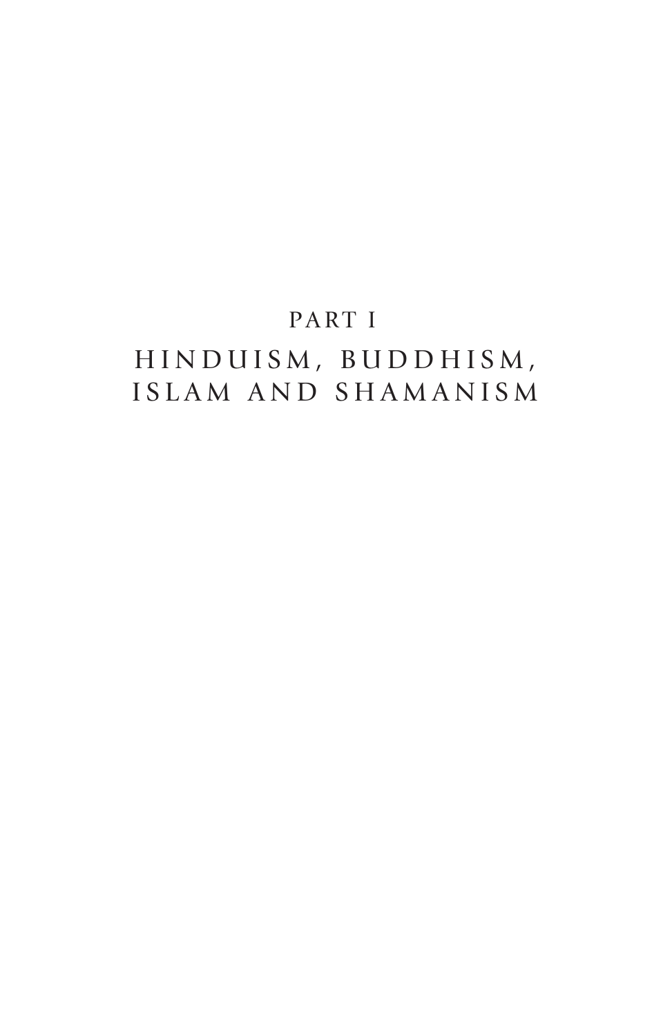# PART I

# HINDUISM, BUDDHISM, ISLAM AND SHAMANISM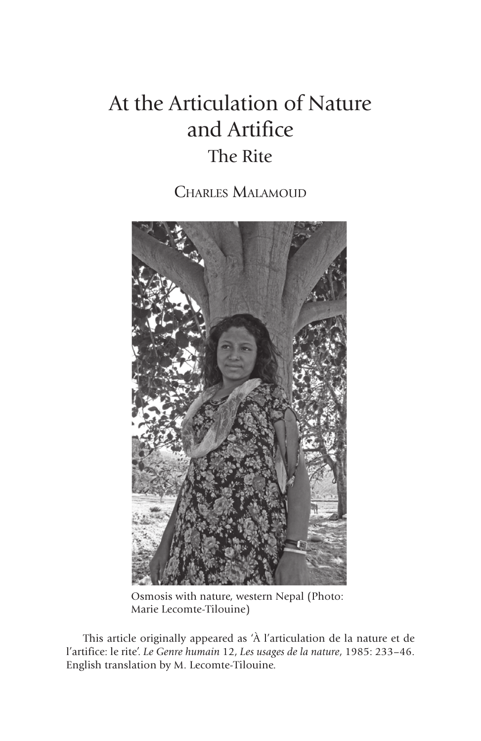# At the Articulation of Nature and Artifice

## The Rite

CHARLES MALAMOUD

Osmosis with nature, western Nepal (Photo: Marie Lecomte-Tilouine)

This article originally appeared as 'À l'articulation de la nature et de l'artifice: le rite'. *Le Genre humain* 12, *Les usages de la nature*, 1985: 233–46. English translation by M. Lecomte-Tilouine.